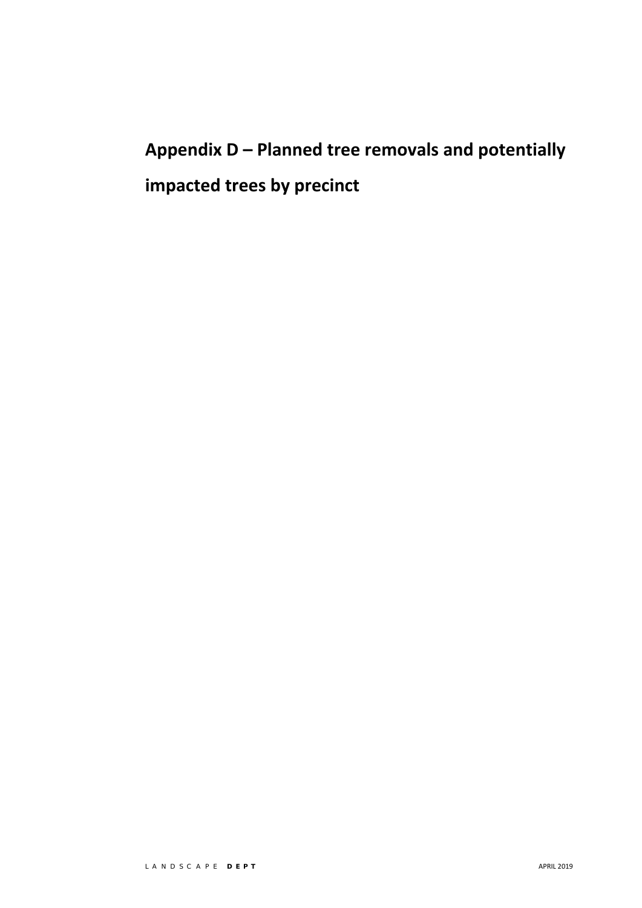# Appendix D – Planned tree removals and potentially impacted trees by precinct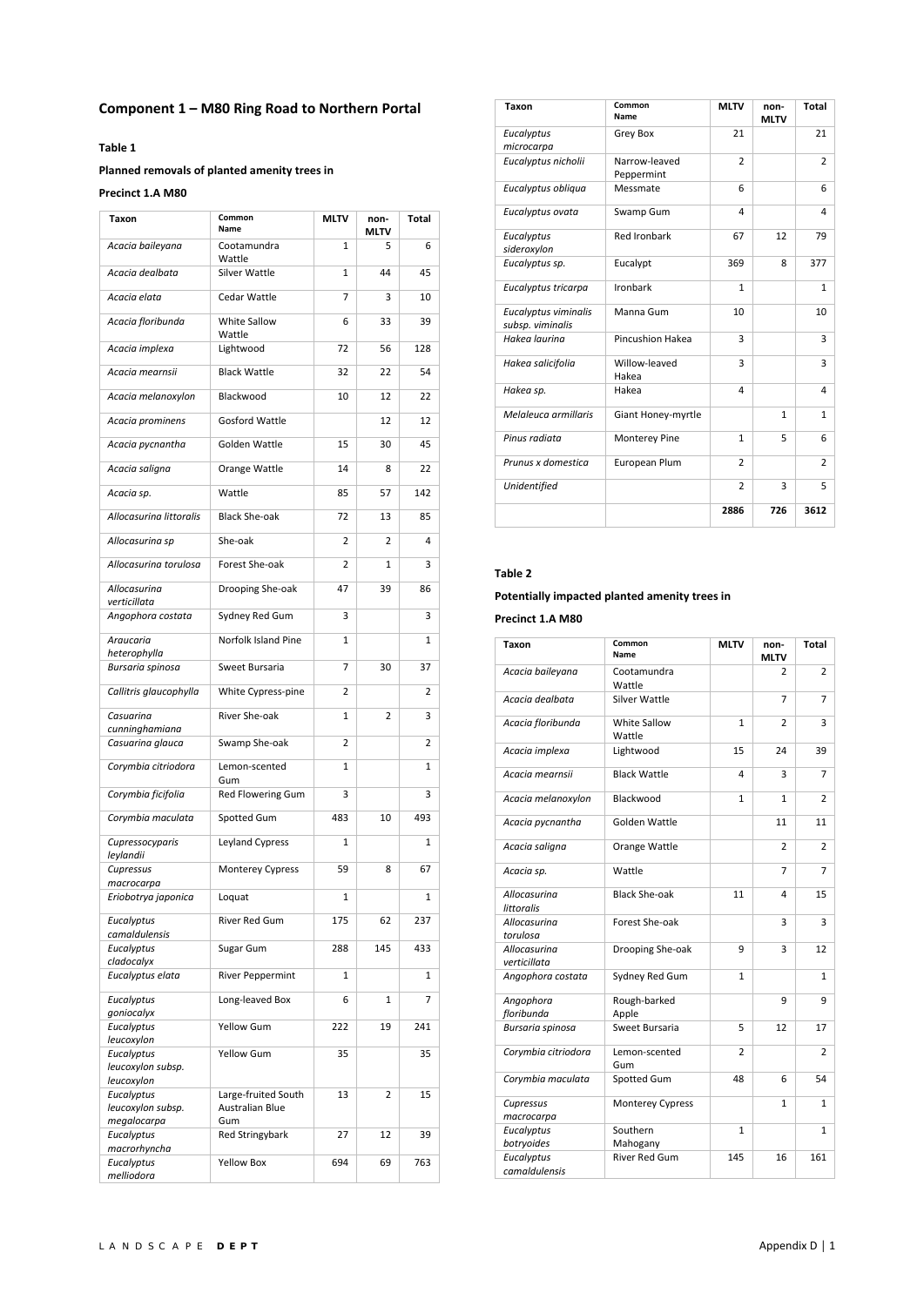## Component 1 – M80 Ring Road to Northern Portal

**Table 1**

**Planned removals of planted amenity trees in**

**Precinct 1.A M80**

| Taxon | Common Name | MLTV | non-MLTV | Total |
|---|---|---|---|---|
| *Acacia baileyana* | Cootamundra Wattle | 1 | 5 | 6 |
| *Acacia dealbata* | Silver Wattle | 1 | 44 | 45 |
| *Acacia elata* | Cedar Wattle | 7 | 3 | 10 |
| *Acacia floribunda* | White Sallow Wattle | 6 | 33 | 39 |
| *Acacia implexa* | Lightwood | 72 | 56 | 128 |
| *Acacia mearnsii* | Black Wattle | 32 | 22 | 54 |
| *Acacia melanoxylon* | Blackwood | 10 | 12 | 22 |
| *Acacia prominens* | Gosford Wattle | | 12 | 12 |
| *Acacia pycnantha* | Golden Wattle | 15 | 30 | 45 |
| *Acacia saligna* | Orange Wattle | 14 | 8 | 22 |
| *Acacia sp.* | Wattle | 85 | 57 | 142 |
| *Allocasurina littoralis* | Black She-oak | 72 | 13 | 85 |
| *Allocasurina sp* | She-oak | 2 | 2 | 4 |
| *Allocasurina torulosa* | Forest She-oak | 2 | 1 | 3 |
| *Allocasurina verticillata* | Drooping She-oak | 47 | 39 | 86 |
| *Angophora costata* | Sydney Red Gum | 3 | | 3 |
| *Araucaria heterophylla* | Norfolk Island Pine | 1 | | 1 |
| *Bursaria spinosa* | Sweet Bursaria | 7 | 30 | 37 |
| *Callitris glaucophylla* | White Cypress-pine | 2 | | 2 |
| *Casuarina cunninghamiana* | River She-oak | 1 | 2 | 3 |
| *Casuarina glauca* | Swamp She-oak | 2 | | 2 |
| *Corymbia citriodora* | Lemon-scented Gum | 1 | | 1 |
| *Corymbia ficifolia* | Red Flowering Gum | 3 | | 3 |
| *Corymbia maculata* | Spotted Gum | 483 | 10 | 493 |
| *Cupressocyparis leylandii* | Leyland Cypress | 1 | | 1 |
| *Cupressus macrocarpa* | Monterey Cypress | 59 | 8 | 67 |
| *Eriobotrya japonica* | Loquat | 1 | | 1 |
| *Eucalyptus camaldulensis* | River Red Gum | 175 | 62 | 237 |
| *Eucalyptus cladocalyx* | Sugar Gum | 288 | 145 | 433 |
| *Eucalyptus elata* | River Peppermint | 1 | | 1 |
| *Eucalyptus goniocalyx* | Long-leaved Box | 6 | 1 | 7 |
| *Eucalyptus leucoxylon* | Yellow Gum | 222 | 19 | 241 |
| *Eucalyptus leucoxylon subsp. leucoxylon* | Yellow Gum | 35 | | 35 |
| *Eucalyptus leucoxylon subsp. megalocarpa* | Large-fruited South Australian Blue Gum | 13 | 2 | 15 |
| *Eucalyptus macrorhyncha* | Red Stringybark | 27 | 12 | 39 |
| *Eucalyptus melliodora* | Yellow Box | 694 | 69 | 763 |
| *Eucalyptus microcarpa* | Grey Box | 21 | | 21 |
| *Eucalyptus nicholii* | Narrow-leaved Peppermint | 2 | | 2 |
| *Eucalyptus obliqua* | Messmate | 6 | | 6 |
| *Eucalyptus ovata* | Swamp Gum | 4 | | 4 |
| *Eucalyptus sideroxylon* | Red Ironbark | 67 | 12 | 79 |
| *Eucalyptus sp.* | Eucalypt | 369 | 8 | 377 |
| *Eucalyptus tricarpa* | Ironbark | 1 | | 1 |
| *Eucalyptus viminalis subsp. viminalis* | Manna Gum | 10 | | 10 |
| *Hakea laurina* | Pincushion Hakea | 3 | | 3 |
| *Hakea salicifolia* | Willow-leaved Hakea | 3 | | 3 |
| *Hakea sp.* | Hakea | 4 | | 4 |
| *Melaleuca armillaris* | Giant Honey-myrtle | | 1 | 1 |
| *Pinus radiata* | Monterey Pine | 1 | 5 | 6 |
| *Prunus x domestica* | European Plum | 2 | | 2 |
| *Unidentified* | | 2 | 3 | 5 |
| | | 2886 | 726 | 3612 |

**Table 2**

**Potentially impacted planted amenity trees in**

**Precinct 1.A M80**

| Taxon | Common Name | MLTV | non-MLTV | Total |
|---|---|---|---|---|
| *Acacia baileyana* | Cootamundra Wattle | | 2 | 2 |
| *Acacia dealbata* | Silver Wattle | | 7 | 7 |
| *Acacia floribunda* | White Sallow Wattle | 1 | 2 | 3 |
| *Acacia implexa* | Lightwood | 15 | 24 | 39 |
| *Acacia mearnsii* | Black Wattle | 4 | 3 | 7 |
| *Acacia melanoxylon* | Blackwood | 1 | 1 | 2 |
| *Acacia pycnantha* | Golden Wattle | | 11 | 11 |
| *Acacia saligna* | Orange Wattle | | 2 | 2 |
| *Acacia sp.* | Wattle | | 7 | 7 |
| *Allocasurina littoralis* | Black She-oak | 11 | 4 | 15 |
| *Allocasurina torulosa* | Forest She-oak | | 3 | 3 |
| *Allocasurina verticillata* | Drooping She-oak | 9 | 3 | 12 |
| *Angophora costata* | Sydney Red Gum | 1 | | 1 |
| *Angophora floribunda* | Rough-barked Apple | | 9 | 9 |
| *Bursaria spinosa* | Sweet Bursaria | 5 | 12 | 17 |
| *Corymbia citriodora* | Lemon-scented Gum | 2 | | 2 |
| *Corymbia maculata* | Spotted Gum | 48 | 6 | 54 |
| *Cupressus macrocarpa* | Monterey Cypress | | 1 | 1 |
| *Eucalyptus botryoides* | Southern Mahogany | 1 | | 1 |
| *Eucalyptus camaldulensis* | River Red Gum | 145 | 16 | 161 |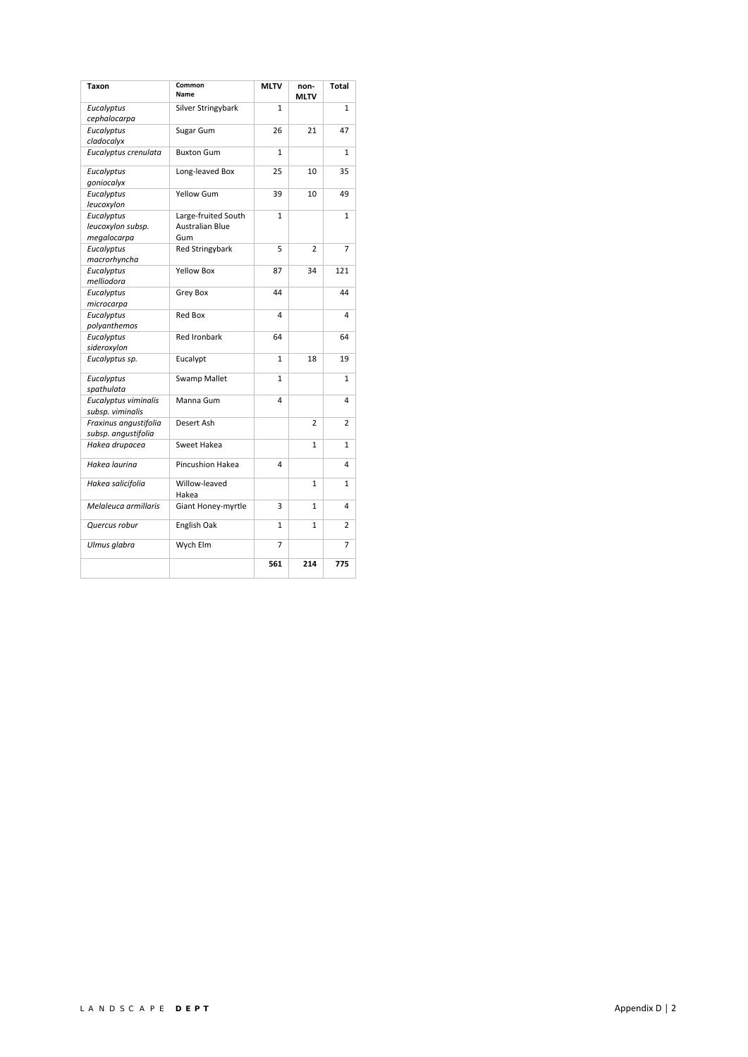| Taxon | Common Name | MLTV | non-MLTV | Total |
|---|---|---|---|---|
| *Eucalyptus cephalocarpa* | Silver Stringybark | 1 | | 1 |
| *Eucalyptus cladocalyx* | Sugar Gum | 26 | 21 | 47 |
| *Eucalyptus crenulata* | Buxton Gum | 1 | | 1 |
| *Eucalyptus goniocalyx* | Long-leaved Box | 25 | 10 | 35 |
| *Eucalyptus leucoxylon* | Yellow Gum | 39 | 10 | 49 |
| *Eucalyptus leucoxylon subsp. megalocarpa* | Large-fruited South Australian Blue Gum | 1 | | 1 |
| *Eucalyptus macrorhyncha* | Red Stringybark | 5 | 2 | 7 |
| *Eucalyptus melliodora* | Yellow Box | 87 | 34 | 121 |
| *Eucalyptus microcarpa* | Grey Box | 44 | | 44 |
| *Eucalyptus polyanthemos* | Red Box | 4 | | 4 |
| *Eucalyptus sideroxylon* | Red Ironbark | 64 | | 64 |
| *Eucalyptus sp.* | Eucalypt | 1 | 18 | 19 |
| *Eucalyptus spathulata* | Swamp Mallet | 1 | | 1 |
| *Eucalyptus viminalis subsp. viminalis* | Manna Gum | 4 | | 4 |
| *Fraxinus angustifolia subsp. angustifolia* | Desert Ash | | 2 | 2 |
| *Hakea drupacea* | Sweet Hakea | | 1 | 1 |
| *Hakea laurina* | Pincushion Hakea | 4 | | 4 |
| *Hakea salicifolia* | Willow-leaved Hakea | | 1 | 1 |
| *Melaleuca armillaris* | Giant Honey-myrtle | 3 | 1 | 4 |
| *Quercus robur* | English Oak | 1 | 1 | 2 |
| *Ulmus glabra* | Wych Elm | 7 | | 7 |
| | | **561** | **214** | **775** |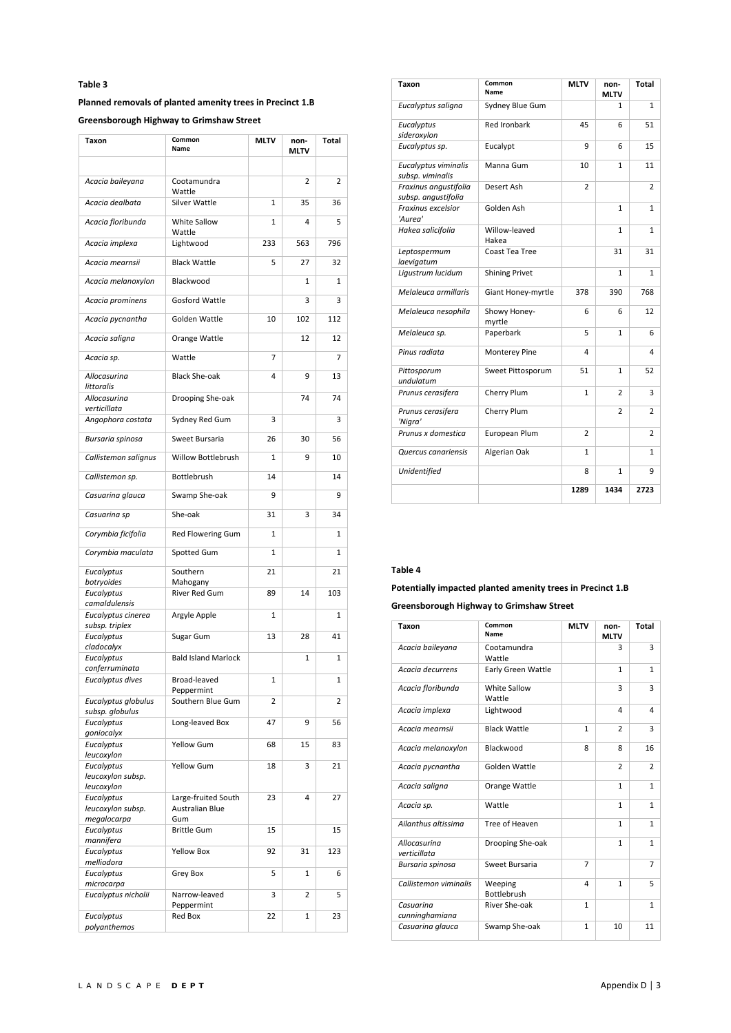**Table 3**

**Planned removals of planted amenity trees in Precinct 1.B**

**Greensborough Highway to Grimshaw Street**

| Taxon | Common Name | MLTV | non-MLTV | Total |
|---|---|---|---|---|
| | | | | |
| *Acacia baileyana* | Cootamundra Wattle | | 2 | 2 |
| *Acacia dealbata* | Silver Wattle | 1 | 35 | 36 |
| *Acacia floribunda* | White Sallow Wattle | 1 | 4 | 5 |
| *Acacia implexa* | Lightwood | 233 | 563 | 796 |
| *Acacia mearnsii* | Black Wattle | 5 | 27 | 32 |
| *Acacia melanoxylon* | Blackwood | | 1 | 1 |
| *Acacia prominens* | Gosford Wattle | | 3 | 3 |
| *Acacia pycnantha* | Golden Wattle | 10 | 102 | 112 |
| *Acacia saligna* | Orange Wattle | | 12 | 12 |
| *Acacia sp.* | Wattle | 7 | | 7 |
| *Allocasurina littoralis* | Black She-oak | 4 | 9 | 13 |
| *Allocasurina verticillata* | Drooping She-oak | | 74 | 74 |
| *Angophora costata* | Sydney Red Gum | 3 | | 3 |
| *Bursaria spinosa* | Sweet Bursaria | 26 | 30 | 56 |
| *Callistemon salignus* | Willow Bottlebrush | 1 | 9 | 10 |
| *Callistemon sp.* | Bottlebrush | 14 | | 14 |
| *Casuarina glauca* | Swamp She-oak | 9 | | 9 |
| *Casuarina sp* | She-oak | 31 | 3 | 34 |
| *Corymbia ficifolia* | Red Flowering Gum | 1 | | 1 |
| *Corymbia maculata* | Spotted Gum | 1 | | 1 |
| *Eucalyptus botryoides* | Southern Mahogany | 21 | | 21 |
| *Eucalyptus camaldulensis* | River Red Gum | 89 | 14 | 103 |
| *Eucalyptus cinerea subsp. triplex* | Argyle Apple | 1 | | 1 |
| *Eucalyptus cladocalyx* | Sugar Gum | 13 | 28 | 41 |
| *Eucalyptus conferruminata* | Bald Island Marlock | | 1 | 1 |
| *Eucalyptus dives* | Broad-leaved Peppermint | 1 | | 1 |
| *Eucalyptus globulus subsp. globulus* | Southern Blue Gum | 2 | | 2 |
| *Eucalyptus goniocalyx* | Long-leaved Box | 47 | 9 | 56 |
| *Eucalyptus leucoxylon* | Yellow Gum | 68 | 15 | 83 |
| *Eucalyptus leucoxylon subsp. leucoxylon* | Yellow Gum | 18 | 3 | 21 |
| *Eucalyptus leucoxylon subsp. megalocarpa* | Large-fruited South Australian Blue Gum | 23 | 4 | 27 |
| *Eucalyptus mannifera* | Brittle Gum | 15 | | 15 |
| *Eucalyptus melliodora* | Yellow Box | 92 | 31 | 123 |
| *Eucalyptus microcarpa* | Grey Box | 5 | 1 | 6 |
| *Eucalyptus nicholii* | Narrow-leaved Peppermint | 3 | 2 | 5 |
| *Eucalyptus polyanthemos* | Red Box | 22 | 1 | 23 |
| *Eucalyptus saligna* | Sydney Blue Gum | | 1 | 1 |
| *Eucalyptus sideroxylon* | Red Ironbark | 45 | 6 | 51 |
| *Eucalyptus sp.* | Eucalypt | 9 | 6 | 15 |
| *Eucalyptus viminalis subsp. viminalis* | Manna Gum | 10 | 1 | 11 |
| *Fraxinus angustifolia subsp. angustifolia* | Desert Ash | 2 | | 2 |
| *Fraxinus excelsior 'Aurea'* | Golden Ash | | 1 | 1 |
| *Hakea salicifolia* | Willow-leaved Hakea | | 1 | 1 |
| *Leptospermum laevigatum* | Coast Tea Tree | | 31 | 31 |
| *Ligustrum lucidum* | Shining Privet | | 1 | 1 |
| *Melaleuca armillaris* | Giant Honey-myrtle | 378 | 390 | 768 |
| *Melaleuca nesophila* | Showy Honey-myrtle | 6 | 6 | 12 |
| *Melaleuca sp.* | Paperbark | 5 | 1 | 6 |
| *Pinus radiata* | Monterey Pine | 4 | | 4 |
| *Pittosporum undulatum* | Sweet Pittosporum | 51 | 1 | 52 |
| *Prunus cerasifera* | Cherry Plum | 1 | 2 | 3 |
| *Prunus cerasifera 'Nigra'* | Cherry Plum | | 2 | 2 |
| *Prunus x domestica* | European Plum | 2 | | 2 |
| *Quercus canariensis* | Algerian Oak | 1 | | 1 |
| *Unidentified* | | 8 | 1 | 9 |
| | | **1289** | **1434** | **2723** |

**Table 4**

**Potentially impacted planted amenity trees in Precinct 1.B**

**Greensborough Highway to Grimshaw Street**

| Taxon | Common Name | MLTV | non-MLTV | Total |
|---|---|---|---|---|
| *Acacia baileyana* | Cootamundra Wattle | | 3 | 3 |
| *Acacia decurrens* | Early Green Wattle | | 1 | 1 |
| *Acacia floribunda* | White Sallow Wattle | | 3 | 3 |
| *Acacia implexa* | Lightwood | | 4 | 4 |
| *Acacia mearnsii* | Black Wattle | 1 | 2 | 3 |
| *Acacia melanoxylon* | Blackwood | 8 | 8 | 16 |
| *Acacia pycnantha* | Golden Wattle | | 2 | 2 |
| *Acacia saligna* | Orange Wattle | | 1 | 1 |
| *Acacia sp.* | Wattle | | 1 | 1 |
| *Ailanthus altissima* | Tree of Heaven | | 1 | 1 |
| *Allocasurina verticillata* | Drooping She-oak | | 1 | 1 |
| *Bursaria spinosa* | Sweet Bursaria | 7 | | 7 |
| *Callistemon viminalis* | Weeping Bottlebrush | 4 | 1 | 5 |
| *Casuarina cunninghamiana* | River She-oak | 1 | | 1 |
| *Casuarina glauca* | Swamp She-oak | 1 | 10 | 11 |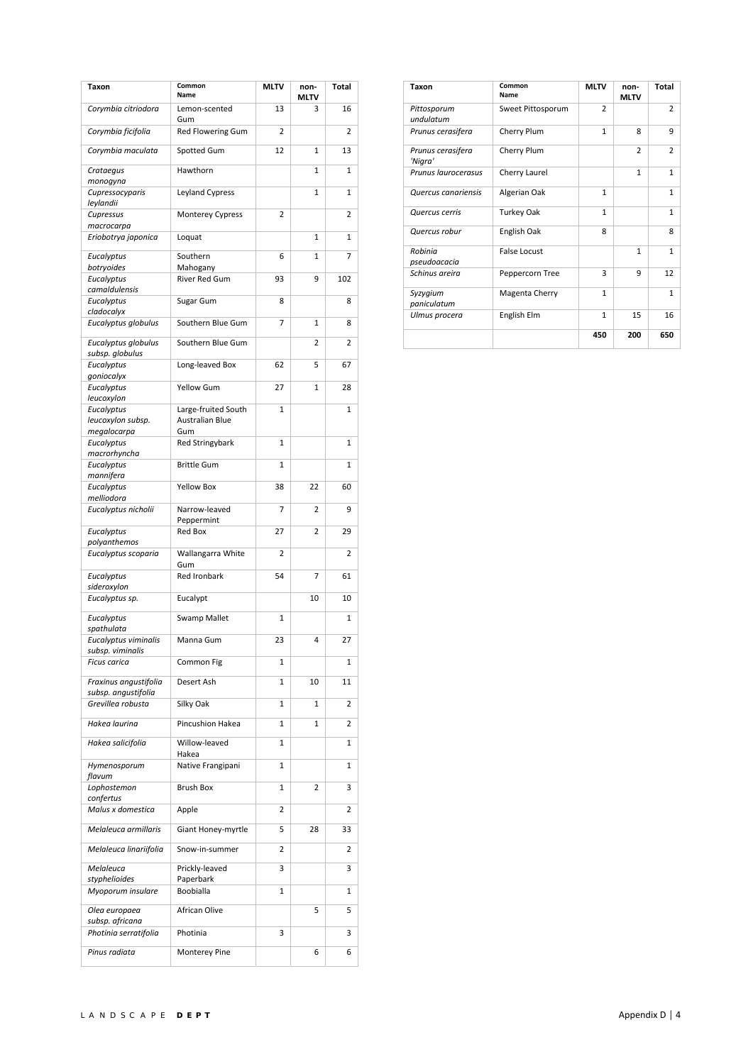| Taxon | Common Name | MLTV | non-MLTV | Total |
|---|---|---|---|---|
| *Corymbia citriodora* | Lemon-scented Gum | 13 | 3 | 16 |
| *Corymbia ficifolia* | Red Flowering Gum | 2 | | 2 |
| *Corymbia maculata* | Spotted Gum | 12 | 1 | 13 |
| *Crataegus monogyna* | Hawthorn | | 1 | 1 |
| *Cupressocyparis leylandii* | Leyland Cypress | | 1 | 1 |
| *Cupressus macrocarpa* | Monterey Cypress | 2 | | 2 |
| *Eriobotrya japonica* | Loquat | | 1 | 1 |
| *Eucalyptus botryoides* | Southern Mahogany | 6 | 1 | 7 |
| *Eucalyptus camaldulensis* | River Red Gum | 93 | 9 | 102 |
| *Eucalyptus cladocalyx* | Sugar Gum | 8 | | 8 |
| *Eucalyptus globulus* | Southern Blue Gum | 7 | 1 | 8 |
| *Eucalyptus globulus subsp. globulus* | Southern Blue Gum | | 2 | 2 |
| *Eucalyptus goniocalyx* | Long-leaved Box | 62 | 5 | 67 |
| *Eucalyptus leucoxylon* | Yellow Gum | 27 | 1 | 28 |
| *Eucalyptus leucoxylon subsp. megalocarpa* | Large-fruited South Australian Blue Gum | 1 | | 1 |
| *Eucalyptus macrorhyncha* | Red Stringybark | 1 | | 1 |
| *Eucalyptus mannifera* | Brittle Gum | 1 | | 1 |
| *Eucalyptus melliodora* | Yellow Box | 38 | 22 | 60 |
| *Eucalyptus nicholii* | Narrow-leaved Peppermint | 7 | 2 | 9 |
| *Eucalyptus polyanthemos* | Red Box | 27 | 2 | 29 |
| *Eucalyptus scoparia* | Wallangarra White Gum | 2 | | 2 |
| *Eucalyptus sideroxylon* | Red Ironbark | 54 | 7 | 61 |
| *Eucalyptus sp.* | Eucalypt | | 10 | 10 |
| *Eucalyptus spathulata* | Swamp Mallet | 1 | | 1 |
| *Eucalyptus viminalis subsp. viminalis* | Manna Gum | 23 | 4 | 27 |
| *Ficus carica* | Common Fig | 1 | | 1 |
| *Fraxinus angustifolia subsp. angustifolia* | Desert Ash | 1 | 10 | 11 |
| *Grevillea robusta* | Silky Oak | 1 | 1 | 2 |
| *Hakea laurina* | Pincushion Hakea | 1 | 1 | 2 |
| *Hakea salicifolia* | Willow-leaved Hakea | 1 | | 1 |
| *Hymenosporum flavum* | Native Frangipani | 1 | | 1 |
| *Lophostemon confertus* | Brush Box | 1 | 2 | 3 |
| *Malus x domestica* | Apple | 2 | | 2 |
| *Melaleuca armillaris* | Giant Honey-myrtle | 5 | 28 | 33 |
| *Melaleuca linariifolia* | Snow-in-summer | 2 | | 2 |
| *Melaleuca styphelioides* | Prickly-leaved Paperbark | 3 | | 3 |
| *Myoporum insulare* | Boobialla | 1 | | 1 |
| *Olea europaea subsp. africana* | African Olive | | 5 | 5 |
| *Photinia serratifolia* | Photinia | 3 | | 3 |
| *Pinus radiata* | Monterey Pine | | 6 | 6 |
| *Pittosporum undulatum* | Sweet Pittosporum | 2 | | 2 |
| *Prunus cerasifera* | Cherry Plum | 1 | 8 | 9 |
| *Prunus cerasifera 'Nigra'* | Cherry Plum | | 2 | 2 |
| *Prunus laurocerasus* | Cherry Laurel | | 1 | 1 |
| *Quercus canariensis* | Algerian Oak | 1 | | 1 |
| *Quercus cerris* | Turkey Oak | 1 | | 1 |
| *Quercus robur* | English Oak | 8 | | 8 |
| *Robinia pseudoacacia* | False Locust | | 1 | 1 |
| *Schinus areira* | Peppercorn Tree | 3 | 9 | 12 |
| *Syzygium paniculatum* | Magenta Cherry | 1 | | 1 |
| *Ulmus procera* | English Elm | 1 | 15 | 16 |
| | | **450** | **200** | **650** |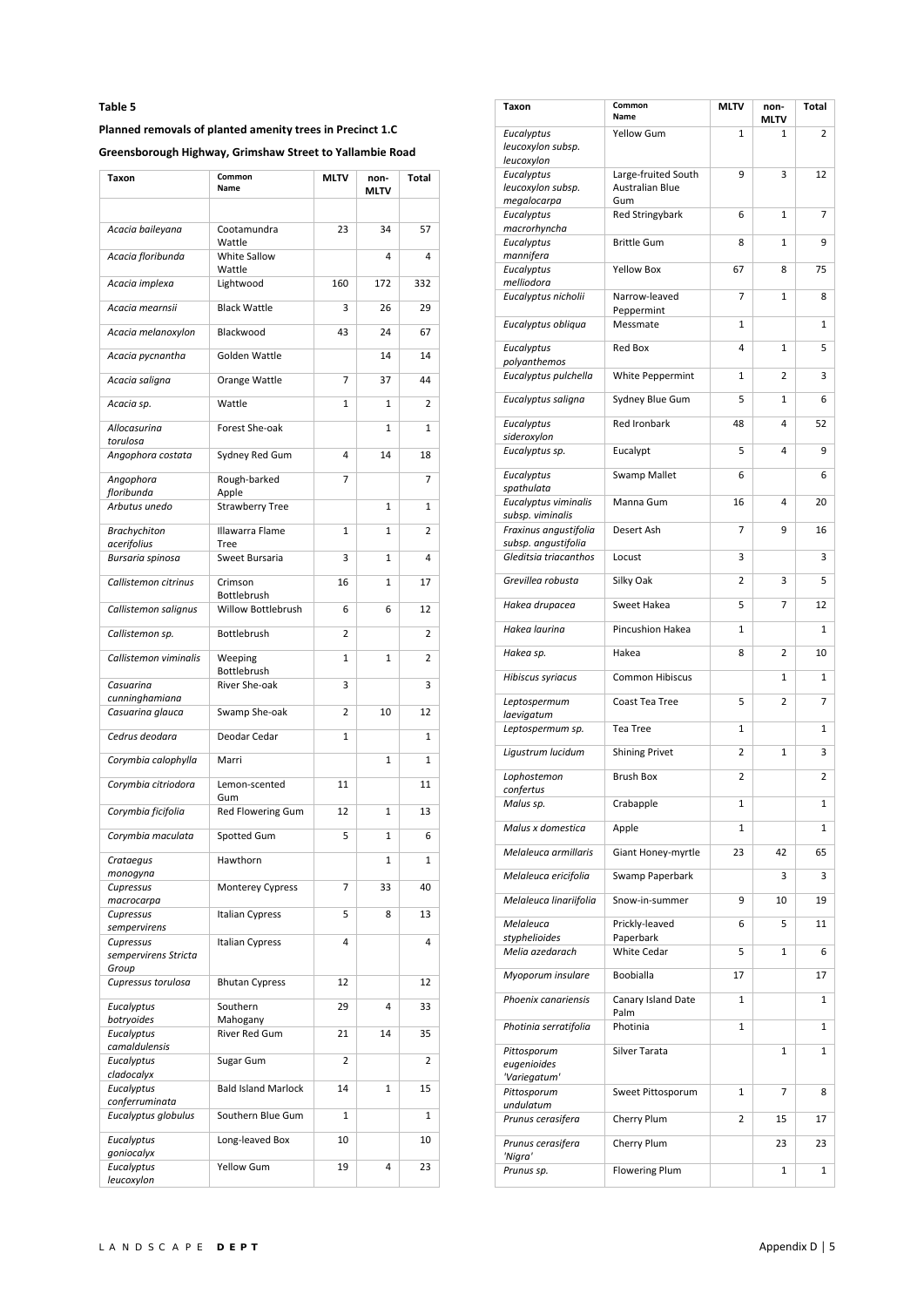**Table 5**

**Planned removals of planted amenity trees in Precinct 1.C**

**Greensborough Highway, Grimshaw Street to Yallambie Road**

| Taxon | Common Name | MLTV | non-MLTV | Total |
|---|---|---|---|---|
| | | | | |
| *Acacia baileyana* | Cootamundra Wattle | 23 | 34 | 57 |
| *Acacia floribunda* | White Sallow Wattle | | 4 | 4 |
| *Acacia implexa* | Lightwood | 160 | 172 | 332 |
| *Acacia mearnsii* | Black Wattle | 3 | 26 | 29 |
| *Acacia melanoxylon* | Blackwood | 43 | 24 | 67 |
| *Acacia pycnantha* | Golden Wattle | | 14 | 14 |
| *Acacia saligna* | Orange Wattle | 7 | 37 | 44 |
| *Acacia sp.* | Wattle | 1 | 1 | 2 |
| *Allocasurina torulosa* | Forest She-oak | | 1 | 1 |
| *Angophora costata* | Sydney Red Gum | 4 | 14 | 18 |
| *Angophora floribunda* | Rough-barked Apple | 7 | | 7 |
| *Arbutus unedo* | Strawberry Tree | | 1 | 1 |
| *Brachychiton acerifolius* | Illawarra Flame Tree | 1 | 1 | 2 |
| *Bursaria spinosa* | Sweet Bursaria | 3 | 1 | 4 |
| *Callistemon citrinus* | Crimson Bottlebrush | 16 | 1 | 17 |
| *Callistemon salignus* | Willow Bottlebrush | 6 | 6 | 12 |
| *Callistemon sp.* | Bottlebrush | 2 | | 2 |
| *Callistemon viminalis* | Weeping Bottlebrush | 1 | 1 | 2 |
| *Casuarina cunninghamiana* | River She-oak | 3 | | 3 |
| *Casuarina glauca* | Swamp She-oak | 2 | 10 | 12 |
| *Cedrus deodara* | Deodar Cedar | 1 | | 1 |
| *Corymbia calophylla* | Marri | | 1 | 1 |
| *Corymbia citriodora* | Lemon-scented Gum | 11 | | 11 |
| *Corymbia ficifolia* | Red Flowering Gum | 12 | 1 | 13 |
| *Corymbia maculata* | Spotted Gum | 5 | 1 | 6 |
| *Crataegus monogyna* | Hawthorn | | 1 | 1 |
| *Cupressus macrocarpa* | Monterey Cypress | 7 | 33 | 40 |
| *Cupressus sempervirens* | Italian Cypress | 5 | 8 | 13 |
| *Cupressus sempervirens Stricta Group* | Italian Cypress | 4 | | 4 |
| *Cupressus torulosa* | Bhutan Cypress | 12 | | 12 |
| *Eucalyptus botryoides* | Southern Mahogany | 29 | 4 | 33 |
| *Eucalyptus camaldulensis* | River Red Gum | 21 | 14 | 35 |
| *Eucalyptus cladocalyx* | Sugar Gum | 2 | | 2 |
| *Eucalyptus conferruminata* | Bald Island Marlock | 14 | 1 | 15 |
| *Eucalyptus globulus* | Southern Blue Gum | 1 | | 1 |
| *Eucalyptus goniocalyx* | Long-leaved Box | 10 | | 10 |
| *Eucalyptus leucoxylon* | Yellow Gum | 19 | 4 | 23 |
| *Eucalyptus leucoxylon subsp. leucoxylon* | Yellow Gum | 1 | 1 | 2 |
| *Eucalyptus leucoxylon subsp. megalocarpa* | Large-fruited South Australian Blue Gum | 9 | 3 | 12 |
| *Eucalyptus macrorhyncha* | Red Stringybark | 6 | 1 | 7 |
| *Eucalyptus mannifera* | Brittle Gum | 8 | 1 | 9 |
| *Eucalyptus melliodora* | Yellow Box | 67 | 8 | 75 |
| *Eucalyptus nicholii* | Narrow-leaved Peppermint | 7 | 1 | 8 |
| *Eucalyptus obliqua* | Messmate | 1 | | 1 |
| *Eucalyptus polyanthemos* | Red Box | 4 | 1 | 5 |
| *Eucalyptus pulchella* | White Peppermint | 1 | 2 | 3 |
| *Eucalyptus saligna* | Sydney Blue Gum | 5 | 1 | 6 |
| *Eucalyptus sideroxylon* | Red Ironbark | 48 | 4 | 52 |
| *Eucalyptus sp.* | Eucalypt | 5 | 4 | 9 |
| *Eucalyptus spathulata* | Swamp Mallet | 6 | | 6 |
| *Eucalyptus viminalis subsp. viminalis* | Manna Gum | 16 | 4 | 20 |
| *Fraxinus angustifolia subsp. angustifolia* | Desert Ash | 7 | 9 | 16 |
| *Gleditsia triacanthos* | Locust | 3 | | 3 |
| *Grevillea robusta* | Silky Oak | 2 | 3 | 5 |
| *Hakea drupacea* | Sweet Hakea | 5 | 7 | 12 |
| *Hakea laurina* | Pincushion Hakea | 1 | | 1 |
| *Hakea sp.* | Hakea | 8 | 2 | 10 |
| *Hibiscus syriacus* | Common Hibiscus | | 1 | 1 |
| *Leptospermum laevigatum* | Coast Tea Tree | 5 | 2 | 7 |
| *Leptospermum sp.* | Tea Tree | 1 | | 1 |
| *Ligustrum lucidum* | Shining Privet | 2 | 1 | 3 |
| *Lophostemon confertus* | Brush Box | 2 | | 2 |
| *Malus sp.* | Crabapple | 1 | | 1 |
| *Malus x domestica* | Apple | 1 | | 1 |
| *Melaleuca armillaris* | Giant Honey-myrtle | 23 | 42 | 65 |
| *Melaleuca ericifolia* | Swamp Paperbark | | 3 | 3 |
| *Melaleuca linariifolia* | Snow-in-summer | 9 | 10 | 19 |
| *Melaleuca styphelioides* | Prickly-leaved Paperbark | 6 | 5 | 11 |
| *Melia azedarach* | White Cedar | 5 | 1 | 6 |
| *Myoporum insulare* | Boobialla | 17 | | 17 |
| *Phoenix canariensis* | Canary Island Date Palm | 1 | | 1 |
| *Photinia serratifolia* | Photinia | 1 | | 1 |
| *Pittosporum eugenioides 'Variegatum'* | Silver Tarata | | 1 | 1 |
| *Pittosporum undulatum* | Sweet Pittosporum | 1 | 7 | 8 |
| *Prunus cerasifera* | Cherry Plum | 2 | 15 | 17 |
| *Prunus cerasifera 'Nigra'* | Cherry Plum | | 23 | 23 |
| *Prunus sp.* | Flowering Plum | | 1 | 1 |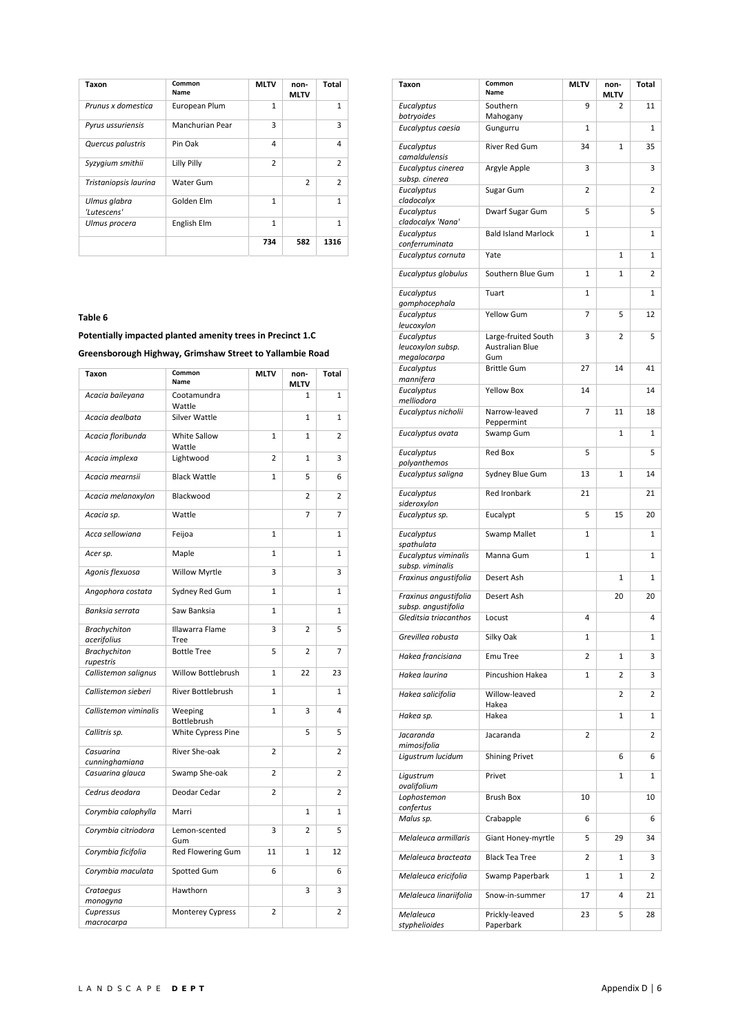| Taxon | Common Name | MLTV | non-MLTV | Total |
|---|---|---|---|---|
| *Prunus x domestica* | European Plum | 1 | | 1 |
| *Pyrus ussuriensis* | Manchurian Pear | 3 | | 3 |
| *Quercus palustris* | Pin Oak | 4 | | 4 |
| *Syzygium smithii* | Lilly Pilly | 2 | | 2 |
| *Tristaniopsis laurina* | Water Gum | | 2 | 2 |
| *Ulmus glabra 'Lutescens'* | Golden Elm | 1 | | 1 |
| *Ulmus procera* | English Elm | 1 | | 1 |
| | | **734** | **582** | **1316** |

**Table 6**

**Potentially impacted planted amenity trees in Precinct 1.C**

**Greensborough Highway, Grimshaw Street to Yallambie Road**

| Taxon | Common Name | MLTV | non-MLTV | Total |
|---|---|---|---|---|
| *Acacia baileyana* | Cootamundra Wattle | | 1 | 1 |
| *Acacia dealbata* | Silver Wattle | | 1 | 1 |
| *Acacia floribunda* | White Sallow Wattle | 1 | 1 | 2 |
| *Acacia implexa* | Lightwood | 2 | 1 | 3 |
| *Acacia mearnsii* | Black Wattle | 1 | 5 | 6 |
| *Acacia melanoxylon* | Blackwood | | 2 | 2 |
| *Acacia sp.* | Wattle | | 7 | 7 |
| *Acca sellowiana* | Feijoa | 1 | | 1 |
| *Acer sp.* | Maple | 1 | | 1 |
| *Agonis flexuosa* | Willow Myrtle | 3 | | 3 |
| *Angophora costata* | Sydney Red Gum | 1 | | 1 |
| *Banksia serrata* | Saw Banksia | 1 | | 1 |
| *Brachychiton acerifolius* | Illawarra Flame Tree | 3 | 2 | 5 |
| *Brachychiton rupestris* | Bottle Tree | 5 | 2 | 7 |
| *Callistemon salignus* | Willow Bottlebrush | 1 | 22 | 23 |
| *Callistemon sieberi* | River Bottlebrush | 1 | | 1 |
| *Callistemon viminalis* | Weeping Bottlebrush | 1 | 3 | 4 |
| *Callitris sp.* | White Cypress Pine | | 5 | 5 |
| *Casuarina cunninghamiana* | River She-oak | 2 | | 2 |
| *Casuarina glauca* | Swamp She-oak | 2 | | 2 |
| *Cedrus deodara* | Deodar Cedar | 2 | | 2 |
| *Corymbia calophylla* | Marri | | 1 | 1 |
| *Corymbia citriodora* | Lemon-scented Gum | 3 | 2 | 5 |
| *Corymbia ficifolia* | Red Flowering Gum | 11 | 1 | 12 |
| *Corymbia maculata* | Spotted Gum | 6 | | 6 |
| *Crataegus monogyna* | Hawthorn | | 3 | 3 |
| *Cupressus macrocarpa* | Monterey Cypress | 2 | | 2 |
| *Eucalyptus botryoides* | Southern Mahogany | 9 | 2 | 11 |
| *Eucalyptus caesia* | Gungurru | 1 | | 1 |
| *Eucalyptus camaldulensis* | River Red Gum | 34 | 1 | 35 |
| *Eucalyptus cinerea subsp. cinerea* | Argyle Apple | 3 | | 3 |
| *Eucalyptus cladocalyx* | Sugar Gum | 2 | | 2 |
| *Eucalyptus cladocalyx 'Nana'* | Dwarf Sugar Gum | 5 | | 5 |
| *Eucalyptus conferruminata* | Bald Island Marlock | 1 | | 1 |
| *Eucalyptus cornuta* | Yate | | 1 | 1 |
| *Eucalyptus globulus* | Southern Blue Gum | 1 | 1 | 2 |
| *Eucalyptus gomphocephala* | Tuart | 1 | | 1 |
| *Eucalyptus leucoxylon* | Yellow Gum | 7 | 5 | 12 |
| *Eucalyptus leucoxylon subsp. megalocarpa* | Large-fruited South Australian Blue Gum | 3 | 2 | 5 |
| *Eucalyptus mannifera* | Brittle Gum | 27 | 14 | 41 |
| *Eucalyptus melliodora* | Yellow Box | 14 | | 14 |
| *Eucalyptus nicholii* | Narrow-leaved Peppermint | 7 | 11 | 18 |
| *Eucalyptus ovata* | Swamp Gum | | 1 | 1 |
| *Eucalyptus polyanthemos* | Red Box | 5 | | 5 |
| *Eucalyptus saligna* | Sydney Blue Gum | 13 | 1 | 14 |
| *Eucalyptus sideroxylon* | Red Ironbark | 21 | | 21 |
| *Eucalyptus sp.* | Eucalypt | 5 | 15 | 20 |
| *Eucalyptus spathulata* | Swamp Mallet | 1 | | 1 |
| *Eucalyptus viminalis subsp. viminalis* | Manna Gum | 1 | | 1 |
| *Fraxinus angustifolia* | Desert Ash | | 1 | 1 |
| *Fraxinus angustifolia subsp. angustifolia* | Desert Ash | | 20 | 20 |
| *Gleditsia triacanthos* | Locust | 4 | | 4 |
| *Grevillea robusta* | Silky Oak | 1 | | 1 |
| *Hakea francisiana* | Emu Tree | 2 | 1 | 3 |
| *Hakea laurina* | Pincushion Hakea | 1 | 2 | 3 |
| *Hakea salicifolia* | Willow-leaved Hakea | | 2 | 2 |
| *Hakea sp.* | Hakea | | 1 | 1 |
| *Jacaranda mimosifolia* | Jacaranda | 2 | | 2 |
| *Ligustrum lucidum* | Shining Privet | | 6 | 6 |
| *Ligustrum ovalifolium* | Privet | | 1 | 1 |
| *Lophostemon confertus* | Brush Box | 10 | | 10 |
| *Malus sp.* | Crabapple | 6 | | 6 |
| *Melaleuca armillaris* | Giant Honey-myrtle | 5 | 29 | 34 |
| *Melaleuca bracteata* | Black Tea Tree | 2 | 1 | 3 |
| *Melaleuca ericifolia* | Swamp Paperbark | 1 | 1 | 2 |
| *Melaleuca linariifolia* | Snow-in-summer | 17 | 4 | 21 |
| *Melaleuca styphelioides* | Prickly-leaved Paperbark | 23 | 5 | 28 |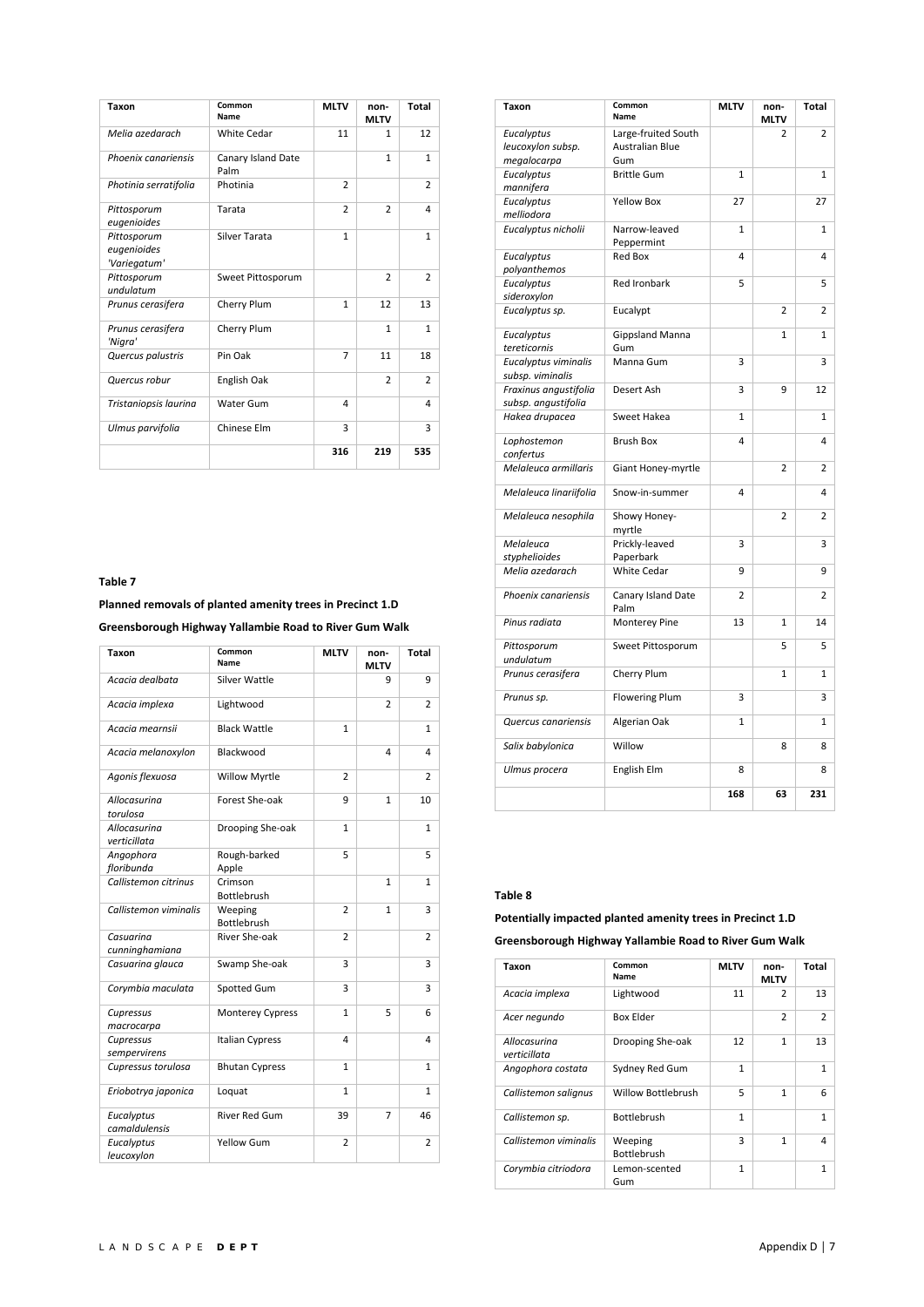| Taxon | Common Name | MLTV | non-MLTV | Total |
|---|---|---|---|---|
| *Melia azedarach* | White Cedar | 11 | 1 | 12 |
| *Phoenix canariensis* | Canary Island Date Palm | | 1 | 1 |
| *Photinia serratifolia* | Photinia | 2 | | 2 |
| *Pittosporum eugenioides* | Tarata | 2 | 2 | 4 |
| *Pittosporum eugenioides 'Variegatum'* | Silver Tarata | 1 | | 1 |
| *Pittosporum undulatum* | Sweet Pittosporum | | 2 | 2 |
| *Prunus cerasifera* | Cherry Plum | 1 | 12 | 13 |
| *Prunus cerasifera 'Nigra'* | Cherry Plum | | 1 | 1 |
| *Quercus palustris* | Pin Oak | 7 | 11 | 18 |
| *Quercus robur* | English Oak | | 2 | 2 |
| *Tristaniopsis laurina* | Water Gum | 4 | | 4 |
| *Ulmus parvifolia* | Chinese Elm | 3 | | 3 |
| | | **316** | **219** | **535** |

**Table 7**

**Planned removals of planted amenity trees in Precinct 1.D**

**Greensborough Highway Yallambie Road to River Gum Walk**

| Taxon | Common Name | MLTV | non-MLTV | Total |
|---|---|---|---|---|
| *Acacia dealbata* | Silver Wattle | | 9 | 9 |
| *Acacia implexa* | Lightwood | | 2 | 2 |
| *Acacia mearnsii* | Black Wattle | 1 | | 1 |
| *Acacia melanoxylon* | Blackwood | | 4 | 4 |
| *Agonis flexuosa* | Willow Myrtle | 2 | | 2 |
| *Allocasurina torulosa* | Forest She-oak | 9 | 1 | 10 |
| *Allocasurina verticillata* | Drooping She-oak | 1 | | 1 |
| *Angophora floribunda* | Rough-barked Apple | 5 | | 5 |
| *Callistemon citrinus* | Crimson Bottlebrush | | 1 | 1 |
| *Callistemon viminalis* | Weeping Bottlebrush | 2 | 1 | 3 |
| *Casuarina cunninghamiana* | River She-oak | 2 | | 2 |
| *Casuarina glauca* | Swamp She-oak | 3 | | 3 |
| *Corymbia maculata* | Spotted Gum | 3 | | 3 |
| *Cupressus macrocarpa* | Monterey Cypress | 1 | 5 | 6 |
| *Cupressus sempervirens* | Italian Cypress | 4 | | 4 |
| *Cupressus torulosa* | Bhutan Cypress | 1 | | 1 |
| *Eriobotrya japonica* | Loquat | 1 | | 1 |
| *Eucalyptus camaldulensis* | River Red Gum | 39 | 7 | 46 |
| *Eucalyptus leucoxylon* | Yellow Gum | 2 | | 2 |
| *Eucalyptus leucoxylon subsp. megalocarpa* | Large-fruited South Australian Blue Gum | | 2 | 2 |
| *Eucalyptus mannifera* | Brittle Gum | 1 | | 1 |
| *Eucalyptus melliodora* | Yellow Box | 27 | | 27 |
| *Eucalyptus nicholii* | Narrow-leaved Peppermint | 1 | | 1 |
| *Eucalyptus polyanthemos* | Red Box | 4 | | 4 |
| *Eucalyptus sideroxylon* | Red Ironbark | 5 | | 5 |
| *Eucalyptus sp.* | Eucalypt | | 2 | 2 |
| *Eucalyptus tereticornis* | Gippsland Manna Gum | | 1 | 1 |
| *Eucalyptus viminalis subsp. viminalis* | Manna Gum | 3 | | 3 |
| *Fraxinus angustifolia subsp. angustifolia* | Desert Ash | 3 | 9 | 12 |
| *Hakea drupacea* | Sweet Hakea | 1 | | 1 |
| *Lophostemon confertus* | Brush Box | 4 | | 4 |
| *Melaleuca armillaris* | Giant Honey-myrtle | | 2 | 2 |
| *Melaleuca linariifolia* | Snow-in-summer | 4 | | 4 |
| *Melaleuca nesophila* | Showy Honey-myrtle | | 2 | 2 |
| *Melaleuca styphelioides* | Prickly-leaved Paperbark | 3 | | 3 |
| *Melia azedarach* | White Cedar | 9 | | 9 |
| *Phoenix canariensis* | Canary Island Date Palm | 2 | | 2 |
| *Pinus radiata* | Monterey Pine | 13 | 1 | 14 |
| *Pittosporum undulatum* | Sweet Pittosporum | | 5 | 5 |
| *Prunus cerasifera* | Cherry Plum | | 1 | 1 |
| *Prunus sp.* | Flowering Plum | 3 | | 3 |
| *Quercus canariensis* | Algerian Oak | 1 | | 1 |
| *Salix babylonica* | Willow | | 8 | 8 |
| *Ulmus procera* | English Elm | 8 | | 8 |
| | | **168** | **63** | **231** |

**Table 8**

**Potentially impacted planted amenity trees in Precinct 1.D**

**Greensborough Highway Yallambie Road to River Gum Walk**

| Taxon | Common Name | MLTV | non-MLTV | Total |
|---|---|---|---|---|
| *Acacia implexa* | Lightwood | 11 | 2 | 13 |
| *Acer negundo* | Box Elder | | 2 | 2 |
| *Allocasurina verticillata* | Drooping She-oak | 12 | 1 | 13 |
| *Angophora costata* | Sydney Red Gum | 1 | | 1 |
| *Callistemon salignus* | Willow Bottlebrush | 5 | 1 | 6 |
| *Callistemon sp.* | Bottlebrush | 1 | | 1 |
| *Callistemon viminalis* | Weeping Bottlebrush | 3 | 1 | 4 |
| *Corymbia citriodora* | Lemon-scented Gum | 1 | | 1 |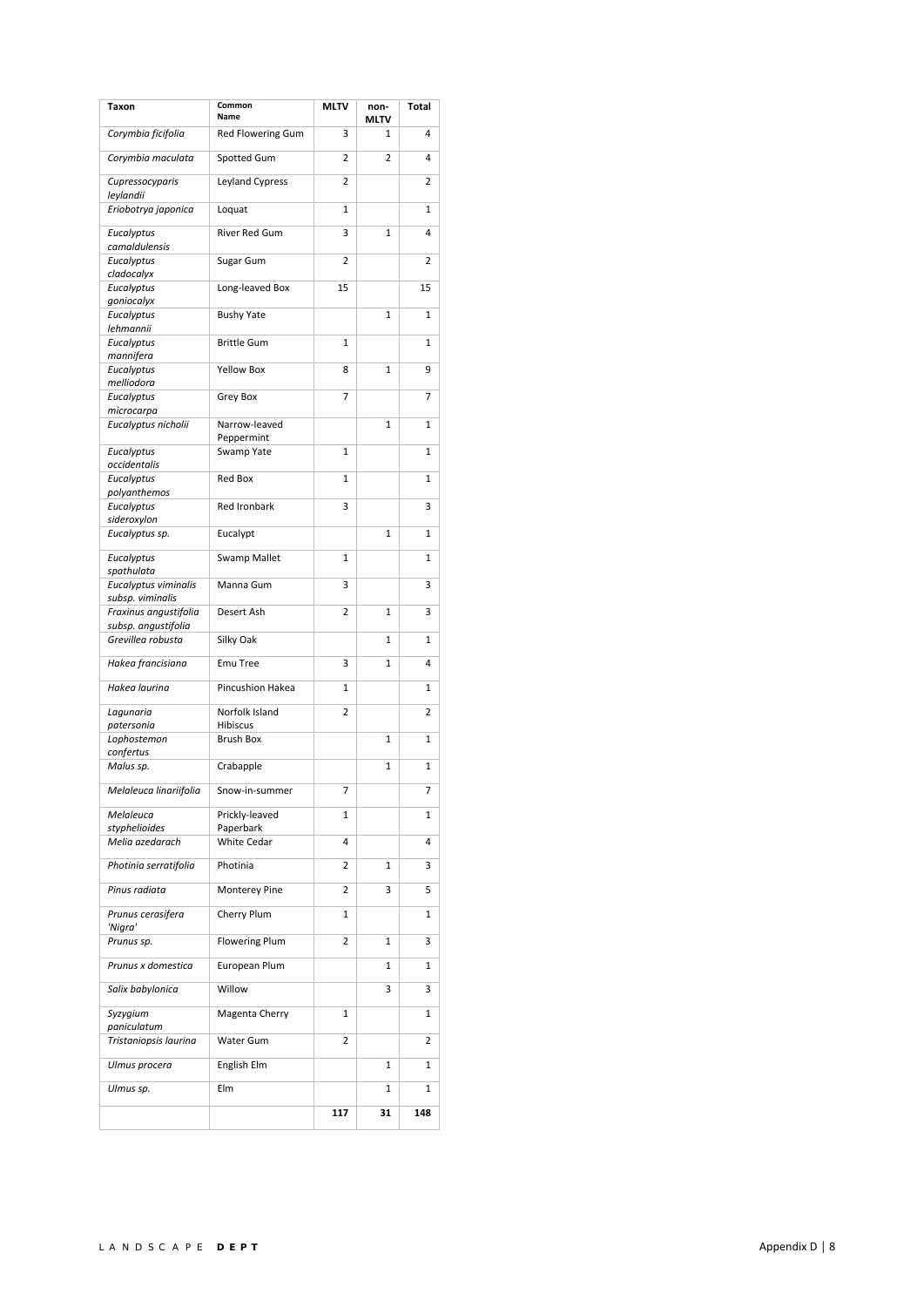| Taxon | Common Name | MLTV | non-MLTV | Total |
|---|---|---|---|---|
| *Corymbia ficifolia* | Red Flowering Gum | 3 | 1 | 4 |
| *Corymbia maculata* | Spotted Gum | 2 | 2 | 4 |
| *Cupressocyparis leylandii* | Leyland Cypress | 2 | | 2 |
| *Eriobotrya japonica* | Loquat | 1 | | 1 |
| *Eucalyptus camaldulensis* | River Red Gum | 3 | 1 | 4 |
| *Eucalyptus cladocalyx* | Sugar Gum | 2 | | 2 |
| *Eucalyptus goniocalyx* | Long-leaved Box | 15 | | 15 |
| *Eucalyptus lehmannii* | Bushy Yate | | 1 | 1 |
| *Eucalyptus mannifera* | Brittle Gum | 1 | | 1 |
| *Eucalyptus melliodora* | Yellow Box | 8 | 1 | 9 |
| *Eucalyptus microcarpa* | Grey Box | 7 | | 7 |
| *Eucalyptus nicholii* | Narrow-leaved Peppermint | | 1 | 1 |
| *Eucalyptus occidentalis* | Swamp Yate | 1 | | 1 |
| *Eucalyptus polyanthemos* | Red Box | 1 | | 1 |
| *Eucalyptus sideroxylon* | Red Ironbark | 3 | | 3 |
| *Eucalyptus sp.* | Eucalypt | | 1 | 1 |
| *Eucalyptus spathulata* | Swamp Mallet | 1 | | 1 |
| *Eucalyptus viminalis subsp. viminalis* | Manna Gum | 3 | | 3 |
| *Fraxinus angustifolia subsp. angustifolia* | Desert Ash | 2 | 1 | 3 |
| *Grevillea robusta* | Silky Oak | | 1 | 1 |
| *Hakea francisiana* | Emu Tree | 3 | 1 | 4 |
| *Hakea laurina* | Pincushion Hakea | 1 | | 1 |
| *Lagunaria patersonia* | Norfolk Island Hibiscus | 2 | | 2 |
| *Lophostemon confertus* | Brush Box | | 1 | 1 |
| *Malus sp.* | Crabapple | | 1 | 1 |
| *Melaleuca linariifolia* | Snow-in-summer | 7 | | 7 |
| *Melaleuca styphelioides* | Prickly-leaved Paperbark | 1 | | 1 |
| *Melia azedarach* | White Cedar | 4 | | 4 |
| *Photinia serratifolia* | Photinia | 2 | 1 | 3 |
| *Pinus radiata* | Monterey Pine | 2 | 3 | 5 |
| *Prunus cerasifera 'Nigra'* | Cherry Plum | 1 | | 1 |
| *Prunus sp.* | Flowering Plum | 2 | 1 | 3 |
| *Prunus x domestica* | European Plum | | 1 | 1 |
| *Salix babylonica* | Willow | | 3 | 3 |
| *Syzygium paniculatum* | Magenta Cherry | 1 | | 1 |
| *Tristaniopsis laurina* | Water Gum | 2 | | 2 |
| *Ulmus procera* | English Elm | | 1 | 1 |
| *Ulmus sp.* | Elm | | 1 | 1 |
| | | **117** | **31** | **148** |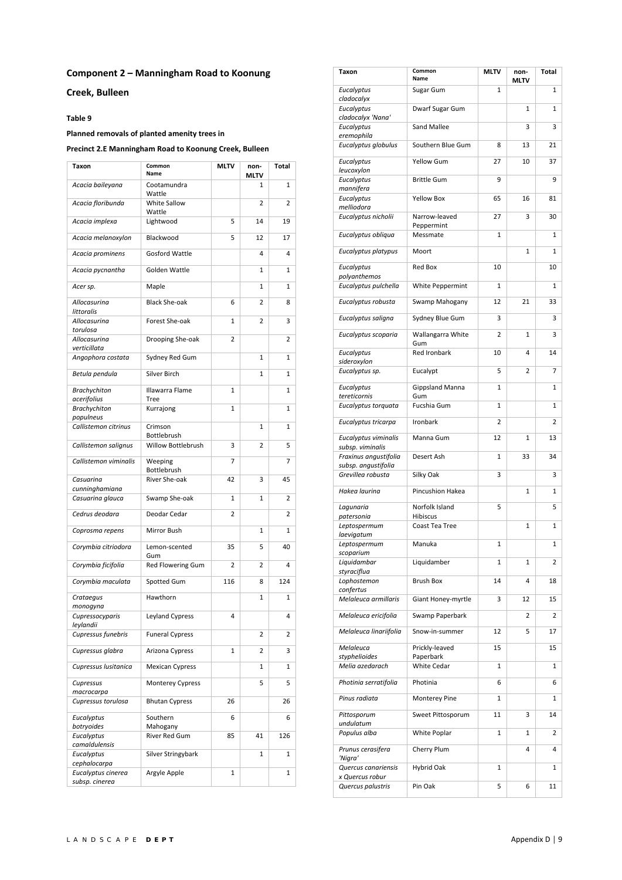## Component 2 – Manningham Road to Koonung Creek, Bulleen

**Table 9**

**Planned removals of planted amenity trees in**

**Precinct 2.E Manningham Road to Koonung Creek, Bulleen**

| Taxon | Common Name | MLTV | non-MLTV | Total |
|---|---|---|---|---|
| *Acacia baileyana* | Cootamundra Wattle | | 1 | 1 |
| *Acacia floribunda* | White Sallow Wattle | | 2 | 2 |
| *Acacia implexa* | Lightwood | 5 | 14 | 19 |
| *Acacia melanoxylon* | Blackwood | 5 | 12 | 17 |
| *Acacia prominens* | Gosford Wattle | | 4 | 4 |
| *Acacia pycnantha* | Golden Wattle | | 1 | 1 |
| *Acer sp.* | Maple | | 1 | 1 |
| *Allocasurina littoralis* | Black She-oak | 6 | 2 | 8 |
| *Allocasurina torulosa* | Forest She-oak | 1 | 2 | 3 |
| *Allocasurina verticillata* | Drooping She-oak | 2 | | 2 |
| *Angophora costata* | Sydney Red Gum | | 1 | 1 |
| *Betula pendula* | Silver Birch | | 1 | 1 |
| *Brachychiton acerifolius* | Illawarra Flame Tree | 1 | | 1 |
| *Brachychiton populneus* | Kurrajong | 1 | | 1 |
| *Callistemon citrinus* | Crimson Bottlebrush | | 1 | 1 |
| *Callistemon salignus* | Willow Bottlebrush | 3 | 2 | 5 |
| *Callistemon viminalis* | Weeping Bottlebrush | 7 | | 7 |
| *Casuarina cunninghamiana* | River She-oak | 42 | 3 | 45 |
| *Casuarina glauca* | Swamp She-oak | 1 | 1 | 2 |
| *Cedrus deodara* | Deodar Cedar | 2 | | 2 |
| *Coprosma repens* | Mirror Bush | | 1 | 1 |
| *Corymbia citriodora* | Lemon-scented Gum | 35 | 5 | 40 |
| *Corymbia ficifolia* | Red Flowering Gum | 2 | 2 | 4 |
| *Corymbia maculata* | Spotted Gum | 116 | 8 | 124 |
| *Crataegus monogyna* | Hawthorn | | 1 | 1 |
| *Cupressocyparis leylandii* | Leyland Cypress | 4 | | 4 |
| *Cupressus funebris* | Funeral Cypress | | 2 | 2 |
| *Cupressus glabra* | Arizona Cypress | 1 | 2 | 3 |
| *Cupressus lusitanica* | Mexican Cypress | | 1 | 1 |
| *Cupressus macrocarpa* | Monterey Cypress | | 5 | 5 |
| *Cupressus torulosa* | Bhutan Cypress | 26 | | 26 |
| *Eucalyptus botryoides* | Southern Mahogany | 6 | | 6 |
| *Eucalyptus camaldulensis* | River Red Gum | 85 | 41 | 126 |
| *Eucalyptus cephalocarpa* | Silver Stringybark | | 1 | 1 |
| *Eucalyptus cinerea subsp. cinerea* | Argyle Apple | 1 | | 1 |
| *Eucalyptus cladocalyx* | Sugar Gum | 1 | | 1 |
| *Eucalyptus cladocalyx 'Nana'* | Dwarf Sugar Gum | | 1 | 1 |
| *Eucalyptus eremophila* | Sand Mallee | | 3 | 3 |
| *Eucalyptus globulus* | Southern Blue Gum | 8 | 13 | 21 |
| *Eucalyptus leucoxylon* | Yellow Gum | 27 | 10 | 37 |
| *Eucalyptus mannifera* | Brittle Gum | 9 | | 9 |
| *Eucalyptus melliodora* | Yellow Box | 65 | 16 | 81 |
| *Eucalyptus nicholii* | Narrow-leaved Peppermint | 27 | 3 | 30 |
| *Eucalyptus obliqua* | Messmate | 1 | | 1 |
| *Eucalyptus platypus* | Moort | | 1 | 1 |
| *Eucalyptus polyanthemos* | Red Box | 10 | | 10 |
| *Eucalyptus pulchella* | White Peppermint | 1 | | 1 |
| *Eucalyptus robusta* | Swamp Mahogany | 12 | 21 | 33 |
| *Eucalyptus saligna* | Sydney Blue Gum | 3 | | 3 |
| *Eucalyptus scoparia* | Wallangarra White Gum | 2 | 1 | 3 |
| *Eucalyptus sideroxylon* | Red Ironbark | 10 | 4 | 14 |
| *Eucalyptus sp.* | Eucalypt | 5 | 2 | 7 |
| *Eucalyptus tereticornis* | Gippsland Manna Gum | 1 | | 1 |
| *Eucalyptus torquata* | Fucshia Gum | 1 | | 1 |
| *Eucalyptus tricarpa* | Ironbark | 2 | | 2 |
| *Eucalyptus viminalis subsp. viminalis* | Manna Gum | 12 | 1 | 13 |
| *Fraxinus angustifolia subsp. angustifolia* | Desert Ash | 1 | 33 | 34 |
| *Grevillea robusta* | Silky Oak | 3 | | 3 |
| *Hakea laurina* | Pincushion Hakea | | 1 | 1 |
| *Lagunaria patersonia* | Norfolk Island Hibiscus | 5 | | 5 |
| *Leptospermum laevigatum* | Coast Tea Tree | | 1 | 1 |
| *Leptospermum scoparium* | Manuka | 1 | | 1 |
| *Liquidambar styraciflua* | Liquidamber | 1 | 1 | 2 |
| *Lophostemon confertus* | Brush Box | 14 | 4 | 18 |
| *Melaleuca armillaris* | Giant Honey-myrtle | 3 | 12 | 15 |
| *Melaleuca ericifolia* | Swamp Paperbark | | 2 | 2 |
| *Melaleuca linariifolia* | Snow-in-summer | 12 | 5 | 17 |
| *Melaleuca styphelioides* | Prickly-leaved Paperbark | 15 | | 15 |
| *Melia azedarach* | White Cedar | 1 | | 1 |
| *Photinia serratifolia* | Photinia | 6 | | 6 |
| *Pinus radiata* | Monterey Pine | 1 | | 1 |
| *Pittosporum undulatum* | Sweet Pittosporum | 11 | 3 | 14 |
| *Populus alba* | White Poplar | 1 | 1 | 2 |
| *Prunus cerasifera 'Nigra'* | Cherry Plum | | 4 | 4 |
| *Quercus canariensis x Quercus robur* | Hybrid Oak | 1 | | 1 |
| *Quercus palustris* | Pin Oak | 5 | 6 | 11 |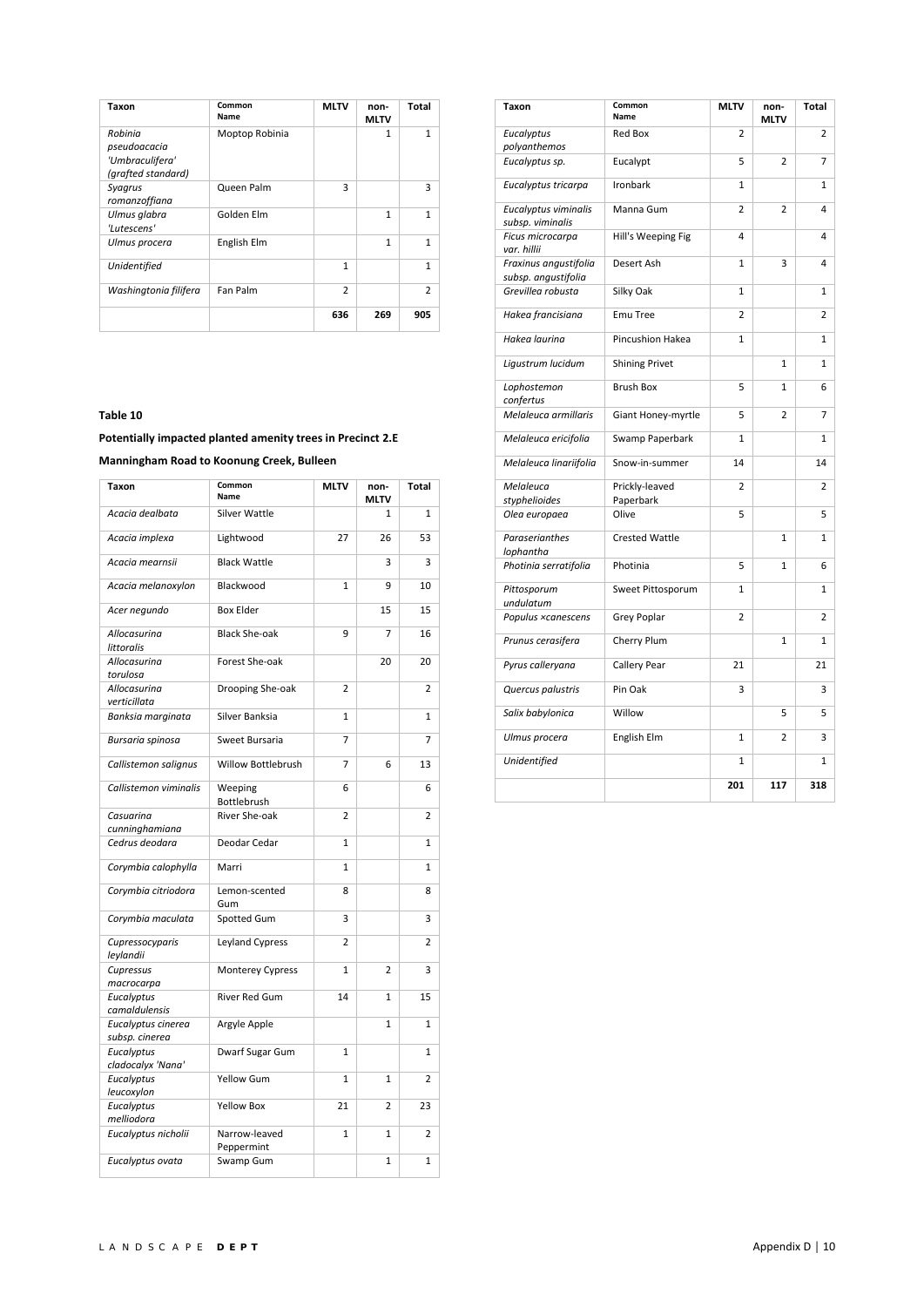| Taxon | Common Name | MLTV | non-MLTV | Total |
|---|---|---|---|---|
| *Robinia pseudoacacia 'Umbraculifera' (grafted standard)* | Moptop Robinia | | 1 | 1 |
| *Syagrus romanzoffiana* | Queen Palm | 3 | | 3 |
| *Ulmus glabra 'Lutescens'* | Golden Elm | | 1 | 1 |
| *Ulmus procera* | English Elm | | 1 | 1 |
| *Unidentified* | | 1 | | 1 |
| *Washingtonia filifera* | Fan Palm | 2 | | 2 |
| | | **636** | **269** | **905** |

**Table 10**

**Potentially impacted planted amenity trees in Precinct 2.E**

**Manningham Road to Koonung Creek, Bulleen**

| Taxon | Common Name | MLTV | non-MLTV | Total |
|---|---|---|---|---|
| *Acacia dealbata* | Silver Wattle | | 1 | 1 |
| *Acacia implexa* | Lightwood | 27 | 26 | 53 |
| *Acacia mearnsii* | Black Wattle | | 3 | 3 |
| *Acacia melanoxylon* | Blackwood | 1 | 9 | 10 |
| *Acer negundo* | Box Elder | | 15 | 15 |
| *Allocasurina littoralis* | Black She-oak | 9 | 7 | 16 |
| *Allocasurina torulosa* | Forest She-oak | | 20 | 20 |
| *Allocasurina verticillata* | Drooping She-oak | 2 | | 2 |
| *Banksia marginata* | Silver Banksia | 1 | | 1 |
| *Bursaria spinosa* | Sweet Bursaria | 7 | | 7 |
| *Callistemon salignus* | Willow Bottlebrush | 7 | 6 | 13 |
| *Callistemon viminalis* | Weeping Bottlebrush | 6 | | 6 |
| *Casuarina cunninghamiana* | River She-oak | 2 | | 2 |
| *Cedrus deodara* | Deodar Cedar | 1 | | 1 |
| *Corymbia calophylla* | Marri | 1 | | 1 |
| *Corymbia citriodora* | Lemon-scented Gum | 8 | | 8 |
| *Corymbia maculata* | Spotted Gum | 3 | | 3 |
| *Cupressocyparis leylandii* | Leyland Cypress | 2 | | 2 |
| *Cupressus macrocarpa* | Monterey Cypress | 1 | 2 | 3 |
| *Eucalyptus camaldulensis* | River Red Gum | 14 | 1 | 15 |
| *Eucalyptus cinerea subsp. cinerea* | Argyle Apple | | 1 | 1 |
| *Eucalyptus cladocalyx 'Nana'* | Dwarf Sugar Gum | 1 | | 1 |
| *Eucalyptus leucoxylon* | Yellow Gum | 1 | 1 | 2 |
| *Eucalyptus melliodora* | Yellow Box | 21 | 2 | 23 |
| *Eucalyptus nicholii* | Narrow-leaved Peppermint | 1 | 1 | 2 |
| *Eucalyptus ovata* | Swamp Gum | | 1 | 1 |
| *Eucalyptus polyanthemos* | Red Box | 2 | | 2 |
| *Eucalyptus sp.* | Eucalypt | 5 | 2 | 7 |
| *Eucalyptus tricarpa* | Ironbark | 1 | | 1 |
| *Eucalyptus viminalis subsp. viminalis* | Manna Gum | 2 | 2 | 4 |
| *Ficus microcarpa var. hillii* | Hill's Weeping Fig | 4 | | 4 |
| *Fraxinus angustifolia subsp. angustifolia* | Desert Ash | 1 | 3 | 4 |
| *Grevillea robusta* | Silky Oak | 1 | | 1 |
| *Hakea francisiana* | Emu Tree | 2 | | 2 |
| *Hakea laurina* | Pincushion Hakea | 1 | | 1 |
| *Ligustrum lucidum* | Shining Privet | | 1 | 1 |
| *Lophostemon confertus* | Brush Box | 5 | 1 | 6 |
| *Melaleuca armillaris* | Giant Honey-myrtle | 5 | 2 | 7 |
| *Melaleuca ericifolia* | Swamp Paperbark | 1 | | 1 |
| *Melaleuca linariifolia* | Snow-in-summer | 14 | | 14 |
| *Melaleuca styphelioides* | Prickly-leaved Paperbark | 2 | | 2 |
| *Olea europaea* | Olive | 5 | | 5 |
| *Paraserianthes lophantha* | Crested Wattle | | 1 | 1 |
| *Photinia serratifolia* | Photinia | 5 | 1 | 6 |
| *Pittosporum undulatum* | Sweet Pittosporum | 1 | | 1 |
| *Populus ×canescens* | Grey Poplar | 2 | | 2 |
| *Prunus cerasifera* | Cherry Plum | | 1 | 1 |
| *Pyrus calleryana* | Callery Pear | 21 | | 21 |
| *Quercus palustris* | Pin Oak | 3 | | 3 |
| *Salix babylonica* | Willow | | 5 | 5 |
| *Ulmus procera* | English Elm | 1 | 2 | 3 |
| *Unidentified* | | 1 | | 1 |
| | | **201** | **117** | **318** |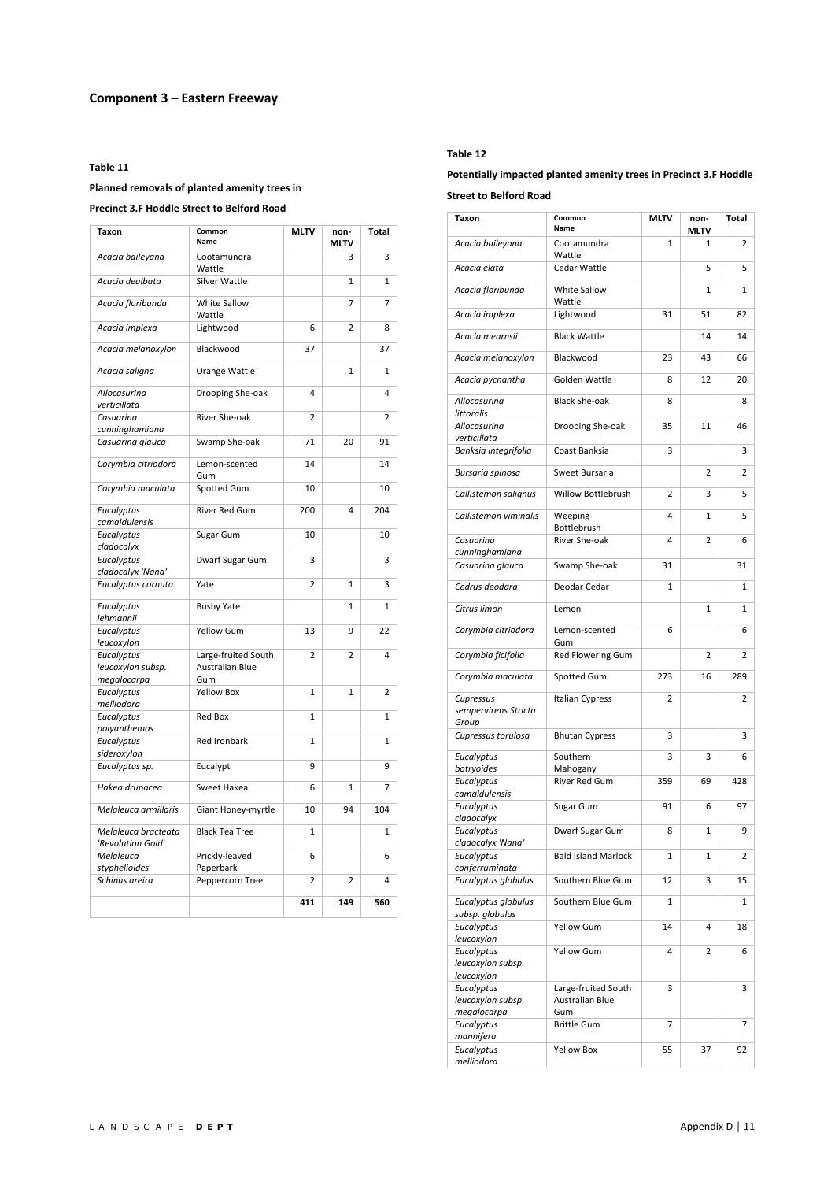## Component 3 – Eastern Freeway

**Table 11**

**Planned removals of planted amenity trees in Precinct 3.F Hoddle Street to Belford Road**

| Taxon | Common Name | MLTV | non-MLTV | Total |
|---|---|---|---|---|
| *Acacia baileyana* | Cootamundra Wattle | | 3 | 3 |
| *Acacia dealbata* | Silver Wattle | | 1 | 1 |
| *Acacia floribunda* | White Sallow Wattle | | 7 | 7 |
| *Acacia implexa* | Lightwood | 6 | 2 | 8 |
| *Acacia melanoxylon* | Blackwood | 37 | | 37 |
| *Acacia saligna* | Orange Wattle | | 1 | 1 |
| *Allocasurina verticillata* | Drooping She-oak | 4 | | 4 |
| *Casuarina cunninghamiana* | River She-oak | 2 | | 2 |
| *Casuarina glauca* | Swamp She-oak | 71 | 20 | 91 |
| *Corymbia citriodora* | Lemon-scented Gum | 14 | | 14 |
| *Corymbia maculata* | Spotted Gum | 10 | | 10 |
| *Eucalyptus camaldulensis* | River Red Gum | 200 | 4 | 204 |
| *Eucalyptus cladocalyx* | Sugar Gum | 10 | | 10 |
| *Eucalyptus cladocalyx 'Nana'* | Dwarf Sugar Gum | 3 | | 3 |
| *Eucalyptus cornuta* | Yate | 2 | 1 | 3 |
| *Eucalyptus lehmannii* | Bushy Yate | | 1 | 1 |
| *Eucalyptus leucoxylon* | Yellow Gum | 13 | 9 | 22 |
| *Eucalyptus leucoxylon subsp. megalocarpa* | Large-fruited South Australian Blue Gum | 2 | 2 | 4 |
| *Eucalyptus melliodora* | Yellow Box | 1 | 1 | 2 |
| *Eucalyptus polyanthemos* | Red Box | 1 | | 1 |
| *Eucalyptus sideroxylon* | Red Ironbark | 1 | | 1 |
| *Eucalyptus sp.* | Eucalypt | 9 | | 9 |
| *Hakea drupacea* | Sweet Hakea | 6 | 1 | 7 |
| *Melaleuca armillaris* | Giant Honey-myrtle | 10 | 94 | 104 |
| *Melaleuca bracteata 'Revolution Gold'* | Black Tea Tree | 1 | | 1 |
| *Melaleuca styphelioides* | Prickly-leaved Paperbark | 6 | | 6 |
| *Schinus areira* | Peppercorn Tree | 2 | 2 | 4 |
| | | **411** | **149** | **560** |

**Table 12**

**Potentially impacted planted amenity trees in Precinct 3.F Hoddle Street to Belford Road**

| Taxon | Common Name | MLTV | non-MLTV | Total |
|---|---|---|---|---|
| *Acacia baileyana* | Cootamundra Wattle | 1 | 1 | 2 |
| *Acacia elata* | Cedar Wattle | | 5 | 5 |
| *Acacia floribunda* | White Sallow Wattle | | 1 | 1 |
| *Acacia implexa* | Lightwood | 31 | 51 | 82 |
| *Acacia mearnsii* | Black Wattle | | 14 | 14 |
| *Acacia melanoxylon* | Blackwood | 23 | 43 | 66 |
| *Acacia pycnantha* | Golden Wattle | 8 | 12 | 20 |
| *Allocasurina littoralis* | Black She-oak | 8 | | 8 |
| *Allocasurina verticillata* | Drooping She-oak | 35 | 11 | 46 |
| *Banksia integrifolia* | Coast Banksia | 3 | | 3 |
| *Bursaria spinosa* | Sweet Bursaria | | 2 | 2 |
| *Callistemon salignus* | Willow Bottlebrush | 2 | 3 | 5 |
| *Callistemon viminalis* | Weeping Bottlebrush | 4 | 1 | 5 |
| *Casuarina cunninghamiana* | River She-oak | 4 | 2 | 6 |
| *Casuarina glauca* | Swamp She-oak | 31 | | 31 |
| *Cedrus deodara* | Deodar Cedar | 1 | | 1 |
| *Citrus limon* | Lemon | | 1 | 1 |
| *Corymbia citriodora* | Lemon-scented Gum | 6 | | 6 |
| *Corymbia ficifolia* | Red Flowering Gum | | 2 | 2 |
| *Corymbia maculata* | Spotted Gum | 273 | 16 | 289 |
| *Cupressus sempervirens Stricta Group* | Italian Cypress | 2 | | 2 |
| *Cupressus torulosa* | Bhutan Cypress | 3 | | 3 |
| *Eucalyptus botryoides* | Southern Mahogany | 3 | 3 | 6 |
| *Eucalyptus camaldulensis* | River Red Gum | 359 | 69 | 428 |
| *Eucalyptus cladocalyx* | Sugar Gum | 91 | 6 | 97 |
| *Eucalyptus cladocalyx 'Nana'* | Dwarf Sugar Gum | 8 | 1 | 9 |
| *Eucalyptus conferruminata* | Bald Island Marlock | 1 | 1 | 2 |
| *Eucalyptus globulus* | Southern Blue Gum | 12 | 3 | 15 |
| *Eucalyptus globulus subsp. globulus* | Southern Blue Gum | 1 | | 1 |
| *Eucalyptus leucoxylon* | Yellow Gum | 14 | 4 | 18 |
| *Eucalyptus leucoxylon subsp. leucoxylon* | Yellow Gum | 4 | 2 | 6 |
| *Eucalyptus leucoxylon subsp. megalocarpa* | Large-fruited South Australian Blue Gum | 3 | | 3 |
| *Eucalyptus mannifera* | Brittle Gum | 7 | | 7 |
| *Eucalyptus melliodora* | Yellow Box | 55 | 37 | 92 |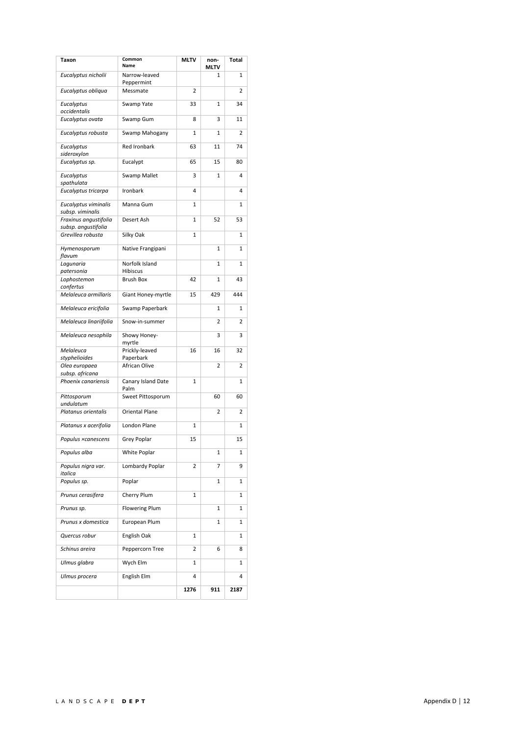| Taxon | Common Name | MLTV | non-MLTV | Total |
|---|---|---|---|---|
| *Eucalyptus nicholii* | Narrow-leaved Peppermint | | 1 | 1 |
| *Eucalyptus obliqua* | Messmate | 2 | | 2 |
| *Eucalyptus occidentalis* | Swamp Yate | 33 | 1 | 34 |
| *Eucalyptus ovata* | Swamp Gum | 8 | 3 | 11 |
| *Eucalyptus robusta* | Swamp Mahogany | 1 | 1 | 2 |
| *Eucalyptus sideroxylon* | Red Ironbark | 63 | 11 | 74 |
| *Eucalyptus sp.* | Eucalypt | 65 | 15 | 80 |
| *Eucalyptus spathulata* | Swamp Mallet | 3 | 1 | 4 |
| *Eucalyptus tricarpa* | Ironbark | 4 | | 4 |
| *Eucalyptus viminalis subsp. viminalis* | Manna Gum | 1 | | 1 |
| *Fraxinus angustifolia subsp. angustifolia* | Desert Ash | 1 | 52 | 53 |
| *Grevillea robusta* | Silky Oak | 1 | | 1 |
| *Hymenosporum flavum* | Native Frangipani | | 1 | 1 |
| *Lagunaria patersonia* | Norfolk Island Hibiscus | | 1 | 1 |
| *Lophostemon confertus* | Brush Box | 42 | 1 | 43 |
| *Melaleuca armillaris* | Giant Honey-myrtle | 15 | 429 | 444 |
| *Melaleuca ericifolia* | Swamp Paperbark | | 1 | 1 |
| *Melaleuca linariifolia* | Snow-in-summer | | 2 | 2 |
| *Melaleuca nesophila* | Showy Honey-myrtle | | 3 | 3 |
| *Melaleuca styphelioides* | Prickly-leaved Paperbark | 16 | 16 | 32 |
| *Olea europaea subsp. africana* | African Olive | | 2 | 2 |
| *Phoenix canariensis* | Canary Island Date Palm | 1 | | 1 |
| *Pittosporum undulatum* | Sweet Pittosporum | | 60 | 60 |
| *Platanus orientalis* | Oriental Plane | | 2 | 2 |
| *Platanus x acerifolia* | London Plane | 1 | | 1 |
| *Populus ×canescens* | Grey Poplar | 15 | | 15 |
| *Populus alba* | White Poplar | | 1 | 1 |
| *Populus nigra var. italica* | Lombardy Poplar | 2 | 7 | 9 |
| *Populus sp.* | Poplar | | 1 | 1 |
| *Prunus cerasifera* | Cherry Plum | 1 | | 1 |
| *Prunus sp.* | Flowering Plum | | 1 | 1 |
| *Prunus x domestica* | European Plum | | 1 | 1 |
| *Quercus robur* | English Oak | 1 | | 1 |
| *Schinus areira* | Peppercorn Tree | 2 | 6 | 8 |
| *Ulmus glabra* | Wych Elm | 1 | | 1 |
| *Ulmus procera* | English Elm | 4 | | 4 |
| | | **1276** | **911** | **2187** |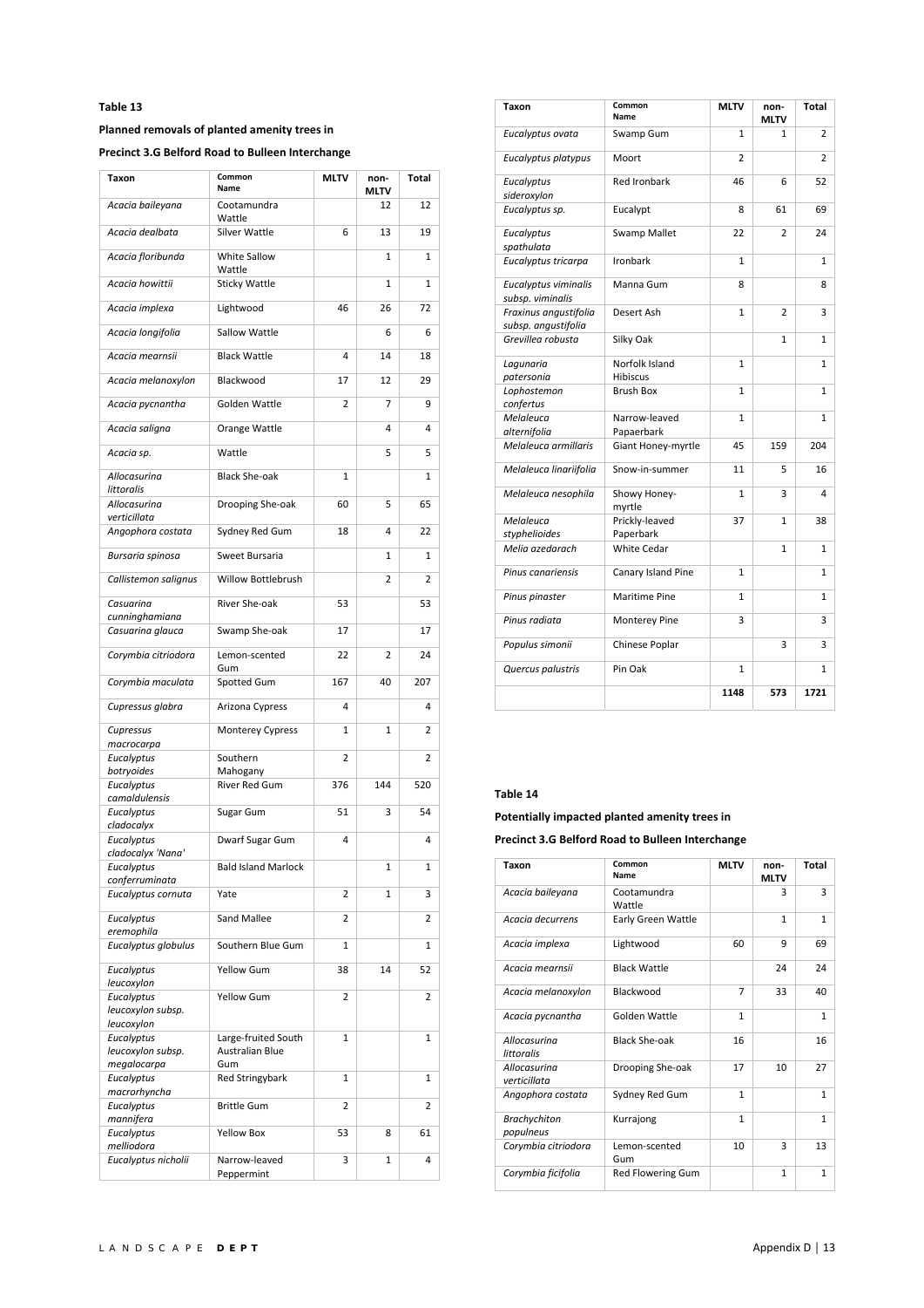**Table 13**

**Planned removals of planted amenity trees in**

**Precinct 3.G Belford Road to Bulleen Interchange**

| Taxon | Common Name | MLTV | non-MLTV | Total |
|---|---|---|---|---|
| *Acacia baileyana* | Cootamundra Wattle | | 12 | 12 |
| *Acacia dealbata* | Silver Wattle | 6 | 13 | 19 |
| *Acacia floribunda* | White Sallow Wattle | | 1 | 1 |
| *Acacia howittii* | Sticky Wattle | | 1 | 1 |
| *Acacia implexa* | Lightwood | 46 | 26 | 72 |
| *Acacia longifolia* | Sallow Wattle | | 6 | 6 |
| *Acacia mearnsii* | Black Wattle | 4 | 14 | 18 |
| *Acacia melanoxylon* | Blackwood | 17 | 12 | 29 |
| *Acacia pycnantha* | Golden Wattle | 2 | 7 | 9 |
| *Acacia saligna* | Orange Wattle | | 4 | 4 |
| *Acacia sp.* | Wattle | | 5 | 5 |
| *Allocasurina littoralis* | Black She-oak | 1 | | 1 |
| *Allocasurina verticillata* | Drooping She-oak | 60 | 5 | 65 |
| *Angophora costata* | Sydney Red Gum | 18 | 4 | 22 |
| *Bursaria spinosa* | Sweet Bursaria | | 1 | 1 |
| *Callistemon salignus* | Willow Bottlebrush | | 2 | 2 |
| *Casuarina cunninghamiana* | River She-oak | 53 | | 53 |
| *Casuarina glauca* | Swamp She-oak | 17 | | 17 |
| *Corymbia citriodora* | Lemon-scented Gum | 22 | 2 | 24 |
| *Corymbia maculata* | Spotted Gum | 167 | 40 | 207 |
| *Cupressus glabra* | Arizona Cypress | 4 | | 4 |
| *Cupressus macrocarpa* | Monterey Cypress | 1 | 1 | 2 |
| *Eucalyptus botryoides* | Southern Mahogany | 2 | | 2 |
| *Eucalyptus camaldulensis* | River Red Gum | 376 | 144 | 520 |
| *Eucalyptus cladocalyx* | Sugar Gum | 51 | 3 | 54 |
| *Eucalyptus cladocalyx 'Nana'* | Dwarf Sugar Gum | 4 | | 4 |
| *Eucalyptus conferruminata* | Bald Island Marlock | | 1 | 1 |
| *Eucalyptus cornuta* | Yate | 2 | 1 | 3 |
| *Eucalyptus eremophila* | Sand Mallee | 2 | | 2 |
| *Eucalyptus globulus* | Southern Blue Gum | 1 | | 1 |
| *Eucalyptus leucoxylon* | Yellow Gum | 38 | 14 | 52 |
| *Eucalyptus leucoxylon subsp. leucoxylon* | Yellow Gum | 2 | | 2 |
| *Eucalyptus leucoxylon subsp. megalocarpa* | Large-fruited South Australian Blue Gum | 1 | | 1 |
| *Eucalyptus macrorhyncha* | Red Stringybark | 1 | | 1 |
| *Eucalyptus mannifera* | Brittle Gum | 2 | | 2 |
| *Eucalyptus melliodora* | Yellow Box | 53 | 8 | 61 |
| *Eucalyptus nicholii* | Narrow-leaved Peppermint | 3 | 1 | 4 |
| *Eucalyptus ovata* | Swamp Gum | 1 | 1 | 2 |
| *Eucalyptus platypus* | Moort | 2 | | 2 |
| *Eucalyptus sideroxylon* | Red Ironbark | 46 | 6 | 52 |
| *Eucalyptus sp.* | Eucalypt | 8 | 61 | 69 |
| *Eucalyptus spathulata* | Swamp Mallet | 22 | 2 | 24 |
| *Eucalyptus tricarpa* | Ironbark | 1 | | 1 |
| *Eucalyptus viminalis subsp. viminalis* | Manna Gum | 8 | | 8 |
| *Fraxinus angustifolia subsp. angustifolia* | Desert Ash | 1 | 2 | 3 |
| *Grevillea robusta* | Silky Oak | | 1 | 1 |
| *Lagunaria patersonia* | Norfolk Island Hibiscus | 1 | | 1 |
| *Lophostemon confertus* | Brush Box | 1 | | 1 |
| *Melaleuca alternifolia* | Narrow-leaved Papaerbark | 1 | | 1 |
| *Melaleuca armillaris* | Giant Honey-myrtle | 45 | 159 | 204 |
| *Melaleuca linariifolia* | Snow-in-summer | 11 | 5 | 16 |
| *Melaleuca nesophila* | Showy Honey-myrtle | 1 | 3 | 4 |
| *Melaleuca styphelioides* | Prickly-leaved Paperbark | 37 | 1 | 38 |
| *Melia azedarach* | White Cedar | | 1 | 1 |
| *Pinus canariensis* | Canary Island Pine | 1 | | 1 |
| *Pinus pinaster* | Maritime Pine | 1 | | 1 |
| *Pinus radiata* | Monterey Pine | 3 | | 3 |
| *Populus simonii* | Chinese Poplar | | 3 | 3 |
| *Quercus palustris* | Pin Oak | 1 | | 1 |
| | | **1148** | **573** | **1721** |

**Table 14**

**Potentially impacted planted amenity trees in**

**Precinct 3.G Belford Road to Bulleen Interchange**

| Taxon | Common Name | MLTV | non-MLTV | Total |
|---|---|---|---|---|
| *Acacia baileyana* | Cootamundra Wattle | | 3 | 3 |
| *Acacia decurrens* | Early Green Wattle | | 1 | 1 |
| *Acacia implexa* | Lightwood | 60 | 9 | 69 |
| *Acacia mearnsii* | Black Wattle | | 24 | 24 |
| *Acacia melanoxylon* | Blackwood | 7 | 33 | 40 |
| *Acacia pycnantha* | Golden Wattle | 1 | | 1 |
| *Allocasurina littoralis* | Black She-oak | 16 | | 16 |
| *Allocasurina verticillata* | Drooping She-oak | 17 | 10 | 27 |
| *Angophora costata* | Sydney Red Gum | 1 | | 1 |
| *Brachychiton populneus* | Kurrajong | 1 | | 1 |
| *Corymbia citriodora* | Lemon-scented Gum | 10 | 3 | 13 |
| *Corymbia ficifolia* | Red Flowering Gum | | 1 | 1 |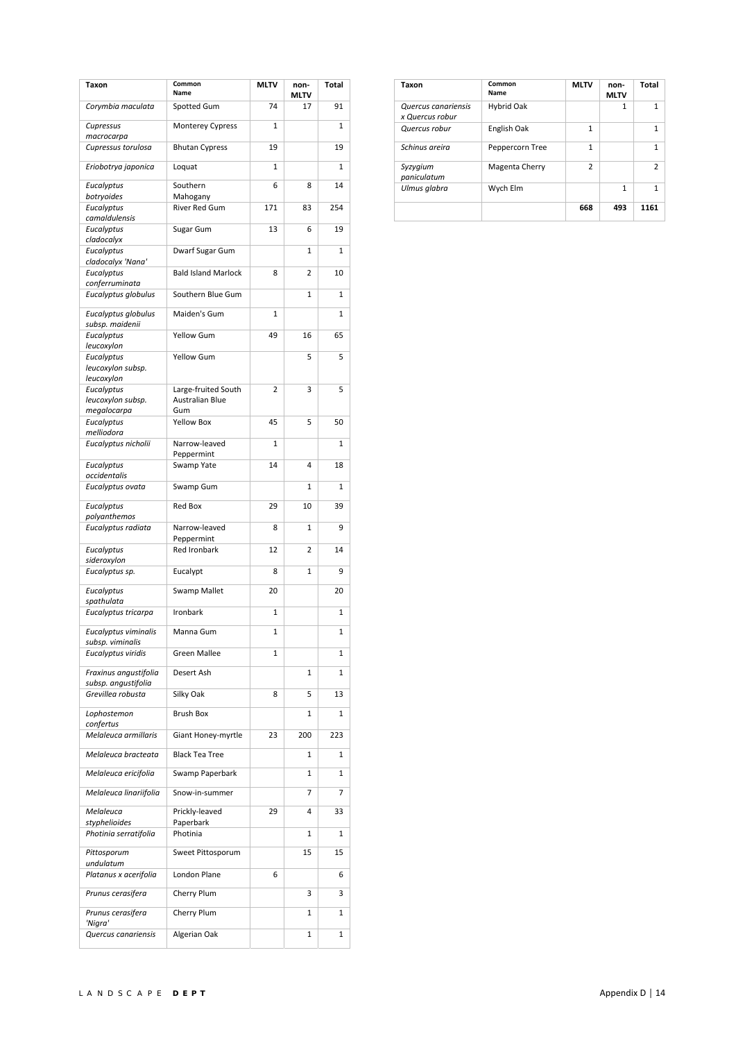| Taxon | Common Name | MLTV | non-MLTV | Total |
|---|---|---|---|---|
| *Corymbia maculata* | Spotted Gum | 74 | 17 | 91 |
| *Cupressus macrocarpa* | Monterey Cypress | 1 | | 1 |
| *Cupressus torulosa* | Bhutan Cypress | 19 | | 19 |
| *Eriobotrya japonica* | Loquat | 1 | | 1 |
| *Eucalyptus botryoides* | Southern Mahogany | 6 | 8 | 14 |
| *Eucalyptus camaldulensis* | River Red Gum | 171 | 83 | 254 |
| *Eucalyptus cladocalyx* | Sugar Gum | 13 | 6 | 19 |
| *Eucalyptus cladocalyx 'Nana'* | Dwarf Sugar Gum | | 1 | 1 |
| *Eucalyptus conferruminata* | Bald Island Marlock | 8 | 2 | 10 |
| *Eucalyptus globulus* | Southern Blue Gum | | 1 | 1 |
| *Eucalyptus globulus subsp. maidenii* | Maiden's Gum | 1 | | 1 |
| *Eucalyptus leucoxylon* | Yellow Gum | 49 | 16 | 65 |
| *Eucalyptus leucoxylon subsp. leucoxylon* | Yellow Gum | | 5 | 5 |
| *Eucalyptus leucoxylon subsp. megalocarpa* | Large-fruited South Australian Blue Gum | 2 | 3 | 5 |
| *Eucalyptus melliodora* | Yellow Box | 45 | 5 | 50 |
| *Eucalyptus nicholii* | Narrow-leaved Peppermint | 1 | | 1 |
| *Eucalyptus occidentalis* | Swamp Yate | 14 | 4 | 18 |
| *Eucalyptus ovata* | Swamp Gum | | 1 | 1 |
| *Eucalyptus polyanthemos* | Red Box | 29 | 10 | 39 |
| *Eucalyptus radiata* | Narrow-leaved Peppermint | 8 | 1 | 9 |
| *Eucalyptus sideroxylon* | Red Ironbark | 12 | 2 | 14 |
| *Eucalyptus sp.* | Eucalypt | 8 | 1 | 9 |
| *Eucalyptus spathulata* | Swamp Mallet | 20 | | 20 |
| *Eucalyptus tricarpa* | Ironbark | 1 | | 1 |
| *Eucalyptus viminalis subsp. viminalis* | Manna Gum | 1 | | 1 |
| *Eucalyptus viridis* | Green Mallee | 1 | | 1 |
| *Fraxinus angustifolia subsp. angustifolia* | Desert Ash | | 1 | 1 |
| *Grevillea robusta* | Silky Oak | 8 | 5 | 13 |
| *Lophostemon confertus* | Brush Box | | 1 | 1 |
| *Melaleuca armillaris* | Giant Honey-myrtle | 23 | 200 | 223 |
| *Melaleuca bracteata* | Black Tea Tree | | 1 | 1 |
| *Melaleuca ericifolia* | Swamp Paperbark | | 1 | 1 |
| *Melaleuca linariifolia* | Snow-in-summer | | 7 | 7 |
| *Melaleuca styphelioides* | Prickly-leaved Paperbark | 29 | 4 | 33 |
| *Photinia serratifolia* | Photinia | | 1 | 1 |
| *Pittosporum undulatum* | Sweet Pittosporum | | 15 | 15 |
| *Platanus x acerifolia* | London Plane | 6 | | 6 |
| *Prunus cerasifera* | Cherry Plum | | 3 | 3 |
| *Prunus cerasifera 'Nigra'* | Cherry Plum | | 1 | 1 |
| *Quercus canariensis* | Algerian Oak | | 1 | 1 |
| *Quercus canariensis x Quercus robur* | Hybrid Oak | | 1 | 1 |
| *Quercus robur* | English Oak | 1 | | 1 |
| *Schinus areira* | Peppercorn Tree | 1 | | 1 |
| *Syzygium paniculatum* | Magenta Cherry | 2 | | 2 |
| *Ulmus glabra* | Wych Elm | | 1 | 1 |
| | | **668** | **493** | **1161** |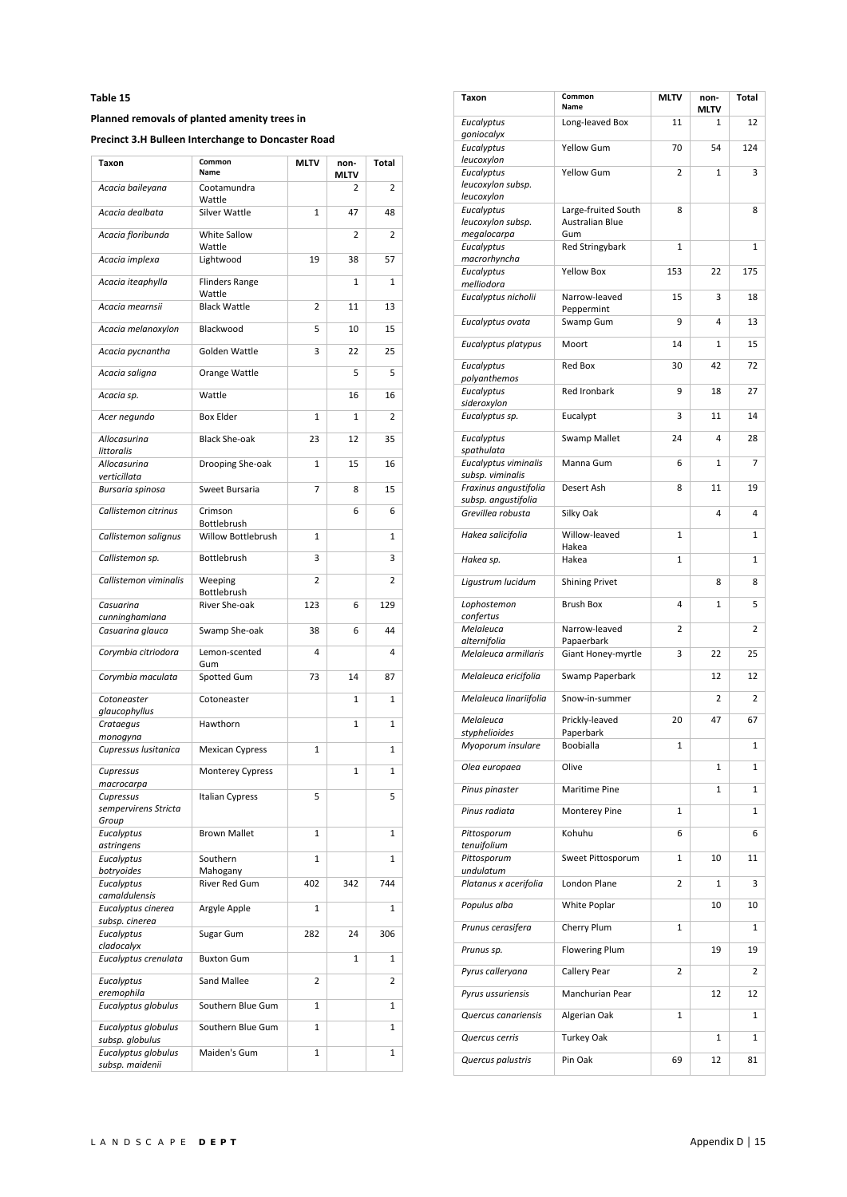**Table 15**

**Planned removals of planted amenity trees in**

**Precinct 3.H Bulleen Interchange to Doncaster Road**

| Taxon | Common Name | MLTV | non-MLTV | Total |
|---|---|---|---|---|
| *Acacia baileyana* | Cootamundra Wattle | | 2 | 2 |
| *Acacia dealbata* | Silver Wattle | 1 | 47 | 48 |
| *Acacia floribunda* | White Sallow Wattle | | 2 | 2 |
| *Acacia implexa* | Lightwood | 19 | 38 | 57 |
| *Acacia iteaphylla* | Flinders Range Wattle | | 1 | 1 |
| *Acacia mearnsii* | Black Wattle | 2 | 11 | 13 |
| *Acacia melanoxylon* | Blackwood | 5 | 10 | 15 |
| *Acacia pycnantha* | Golden Wattle | 3 | 22 | 25 |
| *Acacia saligna* | Orange Wattle | | 5 | 5 |
| *Acacia sp.* | Wattle | | 16 | 16 |
| *Acer negundo* | Box Elder | 1 | 1 | 2 |
| *Allocasurina littoralis* | Black She-oak | 23 | 12 | 35 |
| *Allocasurina verticillata* | Drooping She-oak | 1 | 15 | 16 |
| *Bursaria spinosa* | Sweet Bursaria | 7 | 8 | 15 |
| *Callistemon citrinus* | Crimson Bottlebrush | | 6 | 6 |
| *Callistemon salignus* | Willow Bottlebrush | 1 | | 1 |
| *Callistemon sp.* | Bottlebrush | 3 | | 3 |
| *Callistemon viminalis* | Weeping Bottlebrush | 2 | | 2 |
| *Casuarina cunninghamiana* | River She-oak | 123 | 6 | 129 |
| *Casuarina glauca* | Swamp She-oak | 38 | 6 | 44 |
| *Corymbia citriodora* | Lemon-scented Gum | 4 | | 4 |
| *Corymbia maculata* | Spotted Gum | 73 | 14 | 87 |
| *Cotoneaster glaucophyllus* | Cotoneaster | | 1 | 1 |
| *Crataegus monogyna* | Hawthorn | | 1 | 1 |
| *Cupressus lusitanica* | Mexican Cypress | 1 | | 1 |
| *Cupressus macrocarpa* | Monterey Cypress | | 1 | 1 |
| *Cupressus sempervirens Stricta Group* | Italian Cypress | 5 | | 5 |
| *Eucalyptus astringens* | Brown Mallet | 1 | | 1 |
| *Eucalyptus botryoides* | Southern Mahogany | 1 | | 1 |
| *Eucalyptus camaldulensis* | River Red Gum | 402 | 342 | 744 |
| *Eucalyptus cinerea subsp. cinerea* | Argyle Apple | 1 | | 1 |
| *Eucalyptus cladocalyx* | Sugar Gum | 282 | 24 | 306 |
| *Eucalyptus crenulata* | Buxton Gum | | 1 | 1 |
| *Eucalyptus eremophila* | Sand Mallee | 2 | | 2 |
| *Eucalyptus globulus* | Southern Blue Gum | 1 | | 1 |
| *Eucalyptus globulus subsp. globulus* | Southern Blue Gum | 1 | | 1 |
| *Eucalyptus globulus subsp. maidenii* | Maiden's Gum | 1 | | 1 |
| *Eucalyptus goniocalyx* | Long-leaved Box | 11 | 1 | 12 |
| *Eucalyptus leucoxylon* | Yellow Gum | 70 | 54 | 124 |
| *Eucalyptus leucoxylon subsp. leucoxylon* | Yellow Gum | 2 | 1 | 3 |
| *Eucalyptus leucoxylon subsp. megalocarpa* | Large-fruited South Australian Blue Gum | 8 | | 8 |
| *Eucalyptus macrorhyncha* | Red Stringybark | 1 | | 1 |
| *Eucalyptus melliodora* | Yellow Box | 153 | 22 | 175 |
| *Eucalyptus nicholii* | Narrow-leaved Peppermint | 15 | 3 | 18 |
| *Eucalyptus ovata* | Swamp Gum | 9 | 4 | 13 |
| *Eucalyptus platypus* | Moort | 14 | 1 | 15 |
| *Eucalyptus polyanthemos* | Red Box | 30 | 42 | 72 |
| *Eucalyptus sideroxylon* | Red Ironbark | 9 | 18 | 27 |
| *Eucalyptus sp.* | Eucalypt | 3 | 11 | 14 |
| *Eucalyptus spathulata* | Swamp Mallet | 24 | 4 | 28 |
| *Eucalyptus viminalis subsp. viminalis* | Manna Gum | 6 | 1 | 7 |
| *Fraxinus angustifolia subsp. angustifolia* | Desert Ash | 8 | 11 | 19 |
| *Grevillea robusta* | Silky Oak | | 4 | 4 |
| *Hakea salicifolia* | Willow-leaved Hakea | 1 | | 1 |
| *Hakea sp.* | Hakea | 1 | | 1 |
| *Ligustrum lucidum* | Shining Privet | | 8 | 8 |
| *Lophostemon confertus* | Brush Box | 4 | 1 | 5 |
| *Melaleuca alternifolia* | Narrow-leaved Papaerbark | 2 | | 2 |
| *Melaleuca armillaris* | Giant Honey-myrtle | 3 | 22 | 25 |
| *Melaleuca ericifolia* | Swamp Paperbark | | 12 | 12 |
| *Melaleuca linariifolia* | Snow-in-summer | | 2 | 2 |
| *Melaleuca styphelioides* | Prickly-leaved Paperbark | 20 | 47 | 67 |
| *Myoporum insulare* | Boobialla | 1 | | 1 |
| *Olea europaea* | Olive | | 1 | 1 |
| *Pinus pinaster* | Maritime Pine | | 1 | 1 |
| *Pinus radiata* | Monterey Pine | 1 | | 1 |
| *Pittosporum tenuifolium* | Kohuhu | 6 | | 6 |
| *Pittosporum undulatum* | Sweet Pittosporum | 1 | 10 | 11 |
| *Platanus x acerifolia* | London Plane | 2 | 1 | 3 |
| *Populus alba* | White Poplar | | 10 | 10 |
| *Prunus cerasifera* | Cherry Plum | 1 | | 1 |
| *Prunus sp.* | Flowering Plum | | 19 | 19 |
| *Pyrus calleryana* | Callery Pear | 2 | | 2 |
| *Pyrus ussuriensis* | Manchurian Pear | | 12 | 12 |
| *Quercus canariensis* | Algerian Oak | 1 | | 1 |
| *Quercus cerris* | Turkey Oak | | 1 | 1 |
| *Quercus palustris* | Pin Oak | 69 | 12 | 81 |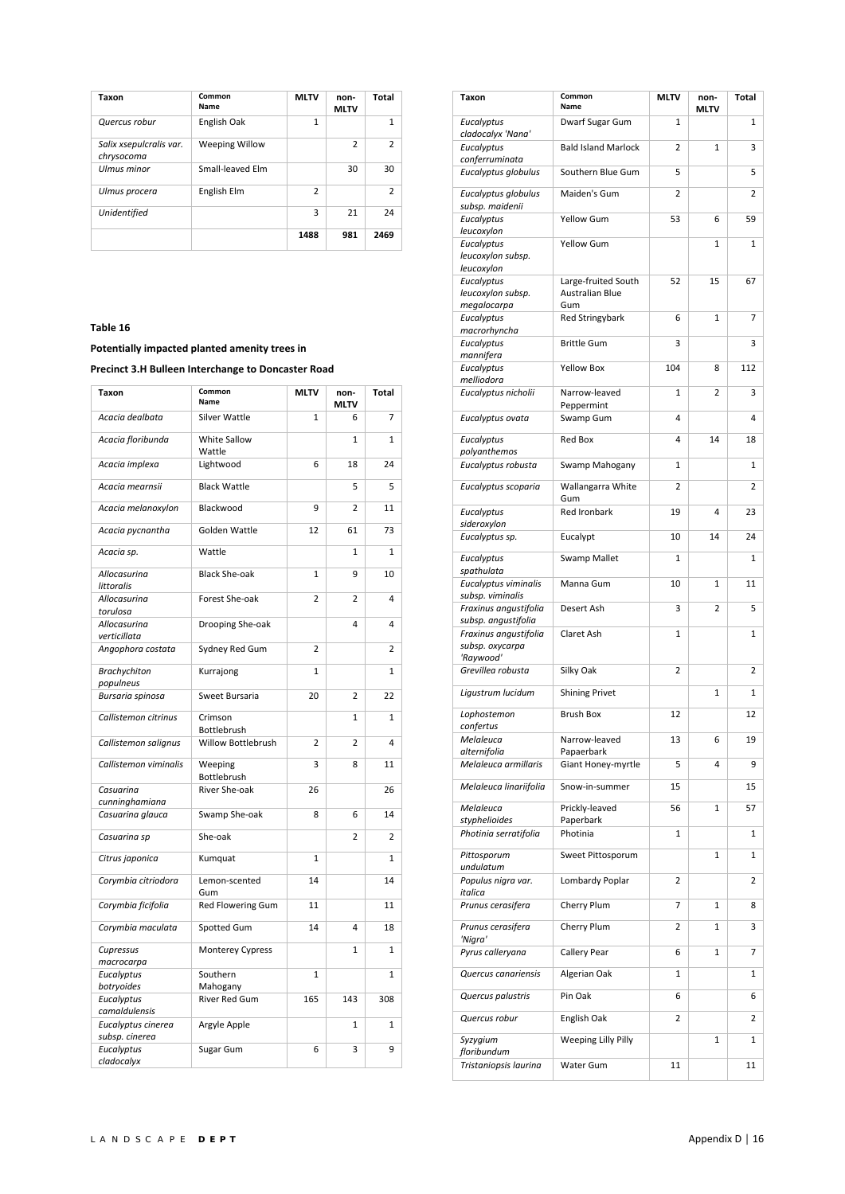| Taxon | Common Name | MLTV | non-MLTV | Total |
|---|---|---|---|---|
| *Quercus robur* | English Oak | 1 | | 1 |
| *Salix xsepulcralis var. chrysocoma* | Weeping Willow | | 2 | 2 |
| *Ulmus minor* | Small-leaved Elm | | 30 | 30 |
| *Ulmus procera* | English Elm | 2 | | 2 |
| *Unidentified* | | 3 | 21 | 24 |
| | | **1488** | **981** | **2469** |

**Table 16**

**Potentially impacted planted amenity trees in**

**Precinct 3.H Bulleen Interchange to Doncaster Road**

| Taxon | Common Name | MLTV | non-MLTV | Total |
|---|---|---|---|---|
| *Acacia dealbata* | Silver Wattle | 1 | 6 | 7 |
| *Acacia floribunda* | White Sallow Wattle | | 1 | 1 |
| *Acacia implexa* | Lightwood | 6 | 18 | 24 |
| *Acacia mearnsii* | Black Wattle | | 5 | 5 |
| *Acacia melanoxylon* | Blackwood | 9 | 2 | 11 |
| *Acacia pycnantha* | Golden Wattle | 12 | 61 | 73 |
| *Acacia sp.* | Wattle | | 1 | 1 |
| *Allocasurina littoralis* | Black She-oak | 1 | 9 | 10 |
| *Allocasurina torulosa* | Forest She-oak | 2 | 2 | 4 |
| *Allocasurina verticillata* | Drooping She-oak | | 4 | 4 |
| *Angophora costata* | Sydney Red Gum | 2 | | 2 |
| *Brachychiton populneus* | Kurrajong | 1 | | 1 |
| *Bursaria spinosa* | Sweet Bursaria | 20 | 2 | 22 |
| *Callistemon citrinus* | Crimson Bottlebrush | | 1 | 1 |
| *Callistemon salignus* | Willow Bottlebrush | 2 | 2 | 4 |
| *Callistemon viminalis* | Weeping Bottlebrush | 3 | 8 | 11 |
| *Casuarina cunninghamiana* | River She-oak | 26 | | 26 |
| *Casuarina glauca* | Swamp She-oak | 8 | 6 | 14 |
| *Casuarina sp* | She-oak | | 2 | 2 |
| *Citrus japonica* | Kumquat | 1 | | 1 |
| *Corymbia citriodora* | Lemon-scented Gum | 14 | | 14 |
| *Corymbia ficifolia* | Red Flowering Gum | 11 | | 11 |
| *Corymbia maculata* | Spotted Gum | 14 | 4 | 18 |
| *Cupressus macrocarpa* | Monterey Cypress | | 1 | 1 |
| *Eucalyptus botryoides* | Southern Mahogany | 1 | | 1 |
| *Eucalyptus camaldulensis* | River Red Gum | 165 | 143 | 308 |
| *Eucalyptus cinerea subsp. cinerea* | Argyle Apple | | 1 | 1 |
| *Eucalyptus cladocalyx* | Sugar Gum | 6 | 3 | 9 |
| *Eucalyptus cladocalyx 'Nana'* | Dwarf Sugar Gum | 1 | | 1 |
| *Eucalyptus conferruminata* | Bald Island Marlock | 2 | 1 | 3 |
| *Eucalyptus globulus* | Southern Blue Gum | 5 | | 5 |
| *Eucalyptus globulus subsp. maidenii* | Maiden's Gum | 2 | | 2 |
| *Eucalyptus leucoxylon* | Yellow Gum | 53 | 6 | 59 |
| *Eucalyptus leucoxylon subsp. leucoxylon* | Yellow Gum | | 1 | 1 |
| *Eucalyptus leucoxylon subsp. megalocarpa* | Large-fruited South Australian Blue Gum | 52 | 15 | 67 |
| *Eucalyptus macrorhyncha* | Red Stringybark | 6 | 1 | 7 |
| *Eucalyptus mannifera* | Brittle Gum | 3 | | 3 |
| *Eucalyptus melliodora* | Yellow Box | 104 | 8 | 112 |
| *Eucalyptus nicholii* | Narrow-leaved Peppermint | 1 | 2 | 3 |
| *Eucalyptus ovata* | Swamp Gum | 4 | | 4 |
| *Eucalyptus polyanthemos* | Red Box | 4 | 14 | 18 |
| *Eucalyptus robusta* | Swamp Mahogany | 1 | | 1 |
| *Eucalyptus scoparia* | Wallangarra White Gum | 2 | | 2 |
| *Eucalyptus sideroxylon* | Red Ironbark | 19 | 4 | 23 |
| *Eucalyptus sp.* | Eucalypt | 10 | 14 | 24 |
| *Eucalyptus spathulata* | Swamp Mallet | 1 | | 1 |
| *Eucalyptus viminalis subsp. viminalis* | Manna Gum | 10 | 1 | 11 |
| *Fraxinus angustifolia subsp. angustifolia* | Desert Ash | 3 | 2 | 5 |
| *Fraxinus angustifolia subsp. oxycarpa 'Raywood'* | Claret Ash | 1 | | 1 |
| *Grevillea robusta* | Silky Oak | 2 | | 2 |
| *Ligustrum lucidum* | Shining Privet | | 1 | 1 |
| *Lophostemon confertus* | Brush Box | 12 | | 12 |
| *Melaleuca alternifolia* | Narrow-leaved Papaerbark | 13 | 6 | 19 |
| *Melaleuca armillaris* | Giant Honey-myrtle | 5 | 4 | 9 |
| *Melaleuca linariifolia* | Snow-in-summer | 15 | | 15 |
| *Melaleuca styphelioides* | Prickly-leaved Paperbark | 56 | 1 | 57 |
| *Photinia serratifolia* | Photinia | 1 | | 1 |
| *Pittosporum undulatum* | Sweet Pittosporum | | 1 | 1 |
| *Populus nigra var. italica* | Lombardy Poplar | 2 | | 2 |
| *Prunus cerasifera* | Cherry Plum | 7 | 1 | 8 |
| *Prunus cerasifera 'Nigra'* | Cherry Plum | 2 | 1 | 3 |
| *Pyrus calleryana* | Callery Pear | 6 | 1 | 7 |
| *Quercus canariensis* | Algerian Oak | 1 | | 1 |
| *Quercus palustris* | Pin Oak | 6 | | 6 |
| *Quercus robur* | English Oak | 2 | | 2 |
| *Syzygium floribundum* | Weeping Lilly Pilly | | 1 | 1 |
| *Tristaniopsis laurina* | Water Gum | 11 | | 11 |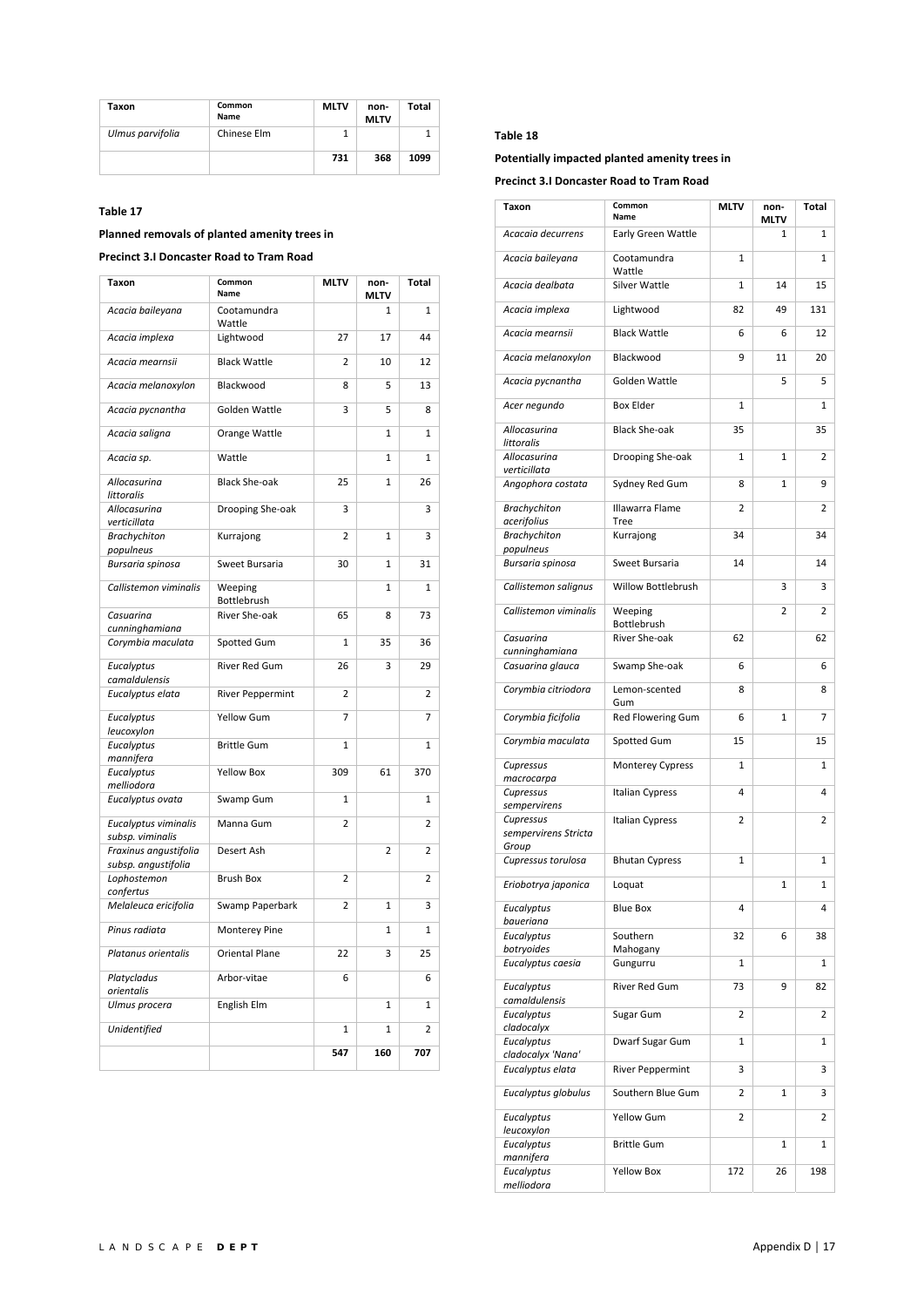| Taxon | Common Name | MLTV | non-MLTV | Total |
|---|---|---|---|---|
| *Ulmus parvifolia* | Chinese Elm | 1 | | 1 |
| | | 731 | 368 | 1099 |

**Table 17**

**Planned removals of planted amenity trees in**

**Precinct 3.I Doncaster Road to Tram Road**

| Taxon | Common Name | MLTV | non-MLTV | Total |
|---|---|---|---|---|
| *Acacia baileyana* | Cootamundra Wattle | | 1 | 1 |
| *Acacia implexa* | Lightwood | 27 | 17 | 44 |
| *Acacia mearnsii* | Black Wattle | 2 | 10 | 12 |
| *Acacia melanoxylon* | Blackwood | 8 | 5 | 13 |
| *Acacia pycnantha* | Golden Wattle | 3 | 5 | 8 |
| *Acacia saligna* | Orange Wattle | | 1 | 1 |
| *Acacia sp.* | Wattle | | 1 | 1 |
| *Allocasurina littoralis* | Black She-oak | 25 | 1 | 26 |
| *Allocasurina verticillata* | Drooping She-oak | 3 | | 3 |
| *Brachychiton populneus* | Kurrajong | 2 | 1 | 3 |
| *Bursaria spinosa* | Sweet Bursaria | 30 | 1 | 31 |
| *Callistemon viminalis* | Weeping Bottlebrush | | 1 | 1 |
| *Casuarina cunninghamiana* | River She-oak | 65 | 8 | 73 |
| *Corymbia maculata* | Spotted Gum | 1 | 35 | 36 |
| *Eucalyptus camaldulensis* | River Red Gum | 26 | 3 | 29 |
| *Eucalyptus elata* | River Peppermint | 2 | | 2 |
| *Eucalyptus leucoxylon* | Yellow Gum | 7 | | 7 |
| *Eucalyptus mannifera* | Brittle Gum | 1 | | 1 |
| *Eucalyptus melliodora* | Yellow Box | 309 | 61 | 370 |
| *Eucalyptus ovata* | Swamp Gum | 1 | | 1 |
| *Eucalyptus viminalis subsp. viminalis* | Manna Gum | 2 | | 2 |
| *Fraxinus angustifolia subsp. angustifolia* | Desert Ash | | 2 | 2 |
| *Lophostemon confertus* | Brush Box | 2 | | 2 |
| *Melaleuca ericifolia* | Swamp Paperbark | 2 | 1 | 3 |
| *Pinus radiata* | Monterey Pine | | 1 | 1 |
| *Platanus orientalis* | Oriental Plane | 22 | 3 | 25 |
| *Platycladus orientalis* | Arbor-vitae | 6 | | 6 |
| *Ulmus procera* | English Elm | | 1 | 1 |
| *Unidentified* | | 1 | 1 | 2 |
| | | 547 | 160 | 707 |

**Table 18**

**Potentially impacted planted amenity trees in**

**Precinct 3.I Doncaster Road to Tram Road**

| Taxon | Common Name | MLTV | non-MLTV | Total |
|---|---|---|---|---|
| *Acacaia decurrens* | Early Green Wattle | | 1 | 1 |
| *Acacia baileyana* | Cootamundra Wattle | 1 | | 1 |
| *Acacia dealbata* | Silver Wattle | 1 | 14 | 15 |
| *Acacia implexa* | Lightwood | 82 | 49 | 131 |
| *Acacia mearnsii* | Black Wattle | 6 | 6 | 12 |
| *Acacia melanoxylon* | Blackwood | 9 | 11 | 20 |
| *Acacia pycnantha* | Golden Wattle | | 5 | 5 |
| *Acer negundo* | Box Elder | 1 | | 1 |
| *Allocasurina littoralis* | Black She-oak | 35 | | 35 |
| *Allocasurina verticillata* | Drooping She-oak | 1 | 1 | 2 |
| *Angophora costata* | Sydney Red Gum | 8 | 1 | 9 |
| *Brachychiton acerifolius* | Illawarra Flame Tree | 2 | | 2 |
| *Brachychiton populneus* | Kurrajong | 34 | | 34 |
| *Bursaria spinosa* | Sweet Bursaria | 14 | | 14 |
| *Callistemon salignus* | Willow Bottlebrush | | 3 | 3 |
| *Callistemon viminalis* | Weeping Bottlebrush | | 2 | 2 |
| *Casuarina cunninghamiana* | River She-oak | 62 | | 62 |
| *Casuarina glauca* | Swamp She-oak | 6 | | 6 |
| *Corymbia citriodora* | Lemon-scented Gum | 8 | | 8 |
| *Corymbia ficifolia* | Red Flowering Gum | 6 | 1 | 7 |
| *Corymbia maculata* | Spotted Gum | 15 | | 15 |
| *Cupressus macrocarpa* | Monterey Cypress | 1 | | 1 |
| *Cupressus sempervirens* | Italian Cypress | 4 | | 4 |
| *Cupressus sempervirens Stricta Group* | Italian Cypress | 2 | | 2 |
| *Cupressus torulosa* | Bhutan Cypress | 1 | | 1 |
| *Eriobotrya japonica* | Loquat | | 1 | 1 |
| *Eucalyptus baueriana* | Blue Box | 4 | | 4 |
| *Eucalyptus botryoides* | Southern Mahogany | 32 | 6 | 38 |
| *Eucalyptus caesia* | Gungurru | 1 | | 1 |
| *Eucalyptus camaldulensis* | River Red Gum | 73 | 9 | 82 |
| *Eucalyptus cladocalyx* | Sugar Gum | 2 | | 2 |
| *Eucalyptus cladocalyx 'Nana'* | Dwarf Sugar Gum | 1 | | 1 |
| *Eucalyptus elata* | River Peppermint | 3 | | 3 |
| *Eucalyptus globulus* | Southern Blue Gum | 2 | 1 | 3 |
| *Eucalyptus leucoxylon* | Yellow Gum | 2 | | 2 |
| *Eucalyptus mannifera* | Brittle Gum | | 1 | 1 |
| *Eucalyptus melliodora* | Yellow Box | 172 | 26 | 198 |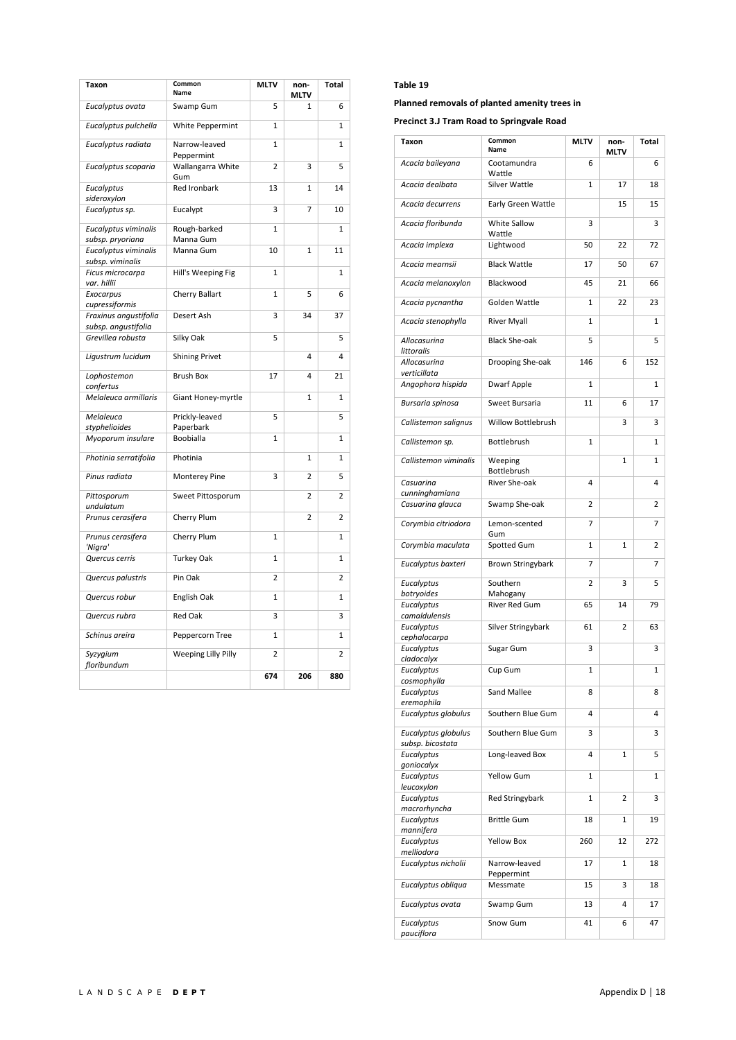| Taxon | Common Name | MLTV | non-MLTV | Total |
|---|---|---|---|---|
| *Eucalyptus ovata* | Swamp Gum | 5 | 1 | 6 |
| *Eucalyptus pulchella* | White Peppermint | 1 | | 1 |
| *Eucalyptus radiata* | Narrow-leaved Peppermint | 1 | | 1 |
| *Eucalyptus scoparia* | Wallangarra White Gum | 2 | 3 | 5 |
| *Eucalyptus sideroxylon* | Red Ironbark | 13 | 1 | 14 |
| *Eucalyptus sp.* | Eucalypt | 3 | 7 | 10 |
| *Eucalyptus viminalis subsp. pryoriana* | Rough-barked Manna Gum | 1 | | 1 |
| *Eucalyptus viminalis subsp. viminalis* | Manna Gum | 10 | 1 | 11 |
| *Ficus microcarpa var. hillii* | Hill's Weeping Fig | 1 | | 1 |
| *Exocarpus cupressiformis* | Cherry Ballart | 1 | 5 | 6 |
| *Fraxinus angustifolia subsp. angustifolia* | Desert Ash | 3 | 34 | 37 |
| *Grevillea robusta* | Silky Oak | 5 | | 5 |
| *Ligustrum lucidum* | Shining Privet | | 4 | 4 |
| *Lophostemon confertus* | Brush Box | 17 | 4 | 21 |
| *Melaleuca armillaris* | Giant Honey-myrtle | | 1 | 1 |
| *Melaleuca styphelioides* | Prickly-leaved Paperbark | 5 | | 5 |
| *Myoporum insulare* | Boobialla | 1 | | 1 |
| *Photinia serratifolia* | Photinia | | 1 | 1 |
| *Pinus radiata* | Monterey Pine | 3 | 2 | 5 |
| *Pittosporum undulatum* | Sweet Pittosporum | | 2 | 2 |
| *Prunus cerasifera* | Cherry Plum | | 2 | 2 |
| *Prunus cerasifera 'Nigra'* | Cherry Plum | 1 | | 1 |
| *Quercus cerris* | Turkey Oak | 1 | | 1 |
| *Quercus palustris* | Pin Oak | 2 | | 2 |
| *Quercus robur* | English Oak | 1 | | 1 |
| *Quercus rubra* | Red Oak | 3 | | 3 |
| *Schinus areira* | Peppercorn Tree | 1 | | 1 |
| *Syzygium floribundum* | Weeping Lilly Pilly | 2 | | 2 |
| | | **674** | **206** | **880** |

**Table 19**

**Planned removals of planted amenity trees in**

**Precinct 3.J Tram Road to Springvale Road**

| Taxon | Common Name | MLTV | non-MLTV | Total |
|---|---|---|---|---|
| *Acacia baileyana* | Cootamundra Wattle | 6 | | 6 |
| *Acacia dealbata* | Silver Wattle | 1 | 17 | 18 |
| *Acacia decurrens* | Early Green Wattle | | 15 | 15 |
| *Acacia floribunda* | White Sallow Wattle | 3 | | 3 |
| *Acacia implexa* | Lightwood | 50 | 22 | 72 |
| *Acacia mearnsii* | Black Wattle | 17 | 50 | 67 |
| *Acacia melanoxylon* | Blackwood | 45 | 21 | 66 |
| *Acacia pycnantha* | Golden Wattle | 1 | 22 | 23 |
| *Acacia stenophylla* | River Myall | 1 | | 1 |
| *Allocasurina littoralis* | Black She-oak | 5 | | 5 |
| *Allocasurina verticillata* | Drooping She-oak | 146 | 6 | 152 |
| *Angophora hispida* | Dwarf Apple | 1 | | 1 |
| *Bursaria spinosa* | Sweet Bursaria | 11 | 6 | 17 |
| *Callistemon salignus* | Willow Bottlebrush | | 3 | 3 |
| *Callistemon sp.* | Bottlebrush | 1 | | 1 |
| *Callistemon viminalis* | Weeping Bottlebrush | | 1 | 1 |
| *Casuarina cunninghamiana* | River She-oak | 4 | | 4 |
| *Casuarina glauca* | Swamp She-oak | 2 | | 2 |
| *Corymbia citriodora* | Lemon-scented Gum | 7 | | 7 |
| *Corymbia maculata* | Spotted Gum | 1 | 1 | 2 |
| *Eucalyptus baxteri* | Brown Stringybark | 7 | | 7 |
| *Eucalyptus botryoides* | Southern Mahogany | 2 | 3 | 5 |
| *Eucalyptus camaldulensis* | River Red Gum | 65 | 14 | 79 |
| *Eucalyptus cephalocarpa* | Silver Stringybark | 61 | 2 | 63 |
| *Eucalyptus cladocalyx* | Sugar Gum | 3 | | 3 |
| *Eucalyptus cosmophylla* | Cup Gum | 1 | | 1 |
| *Eucalyptus eremophila* | Sand Mallee | 8 | | 8 |
| *Eucalyptus globulus* | Southern Blue Gum | 4 | | 4 |
| *Eucalyptus globulus subsp. bicostata* | Southern Blue Gum | 3 | | 3 |
| *Eucalyptus goniocalyx* | Long-leaved Box | 4 | 1 | 5 |
| *Eucalyptus leucoxylon* | Yellow Gum | 1 | | 1 |
| *Eucalyptus macrorhyncha* | Red Stringybark | 1 | 2 | 3 |
| *Eucalyptus mannifera* | Brittle Gum | 18 | 1 | 19 |
| *Eucalyptus melliodora* | Yellow Box | 260 | 12 | 272 |
| *Eucalyptus nicholii* | Narrow-leaved Peppermint | 17 | 1 | 18 |
| *Eucalyptus obliqua* | Messmate | 15 | 3 | 18 |
| *Eucalyptus ovata* | Swamp Gum | 13 | 4 | 17 |
| *Eucalyptus pauciflora* | Snow Gum | 41 | 6 | 47 |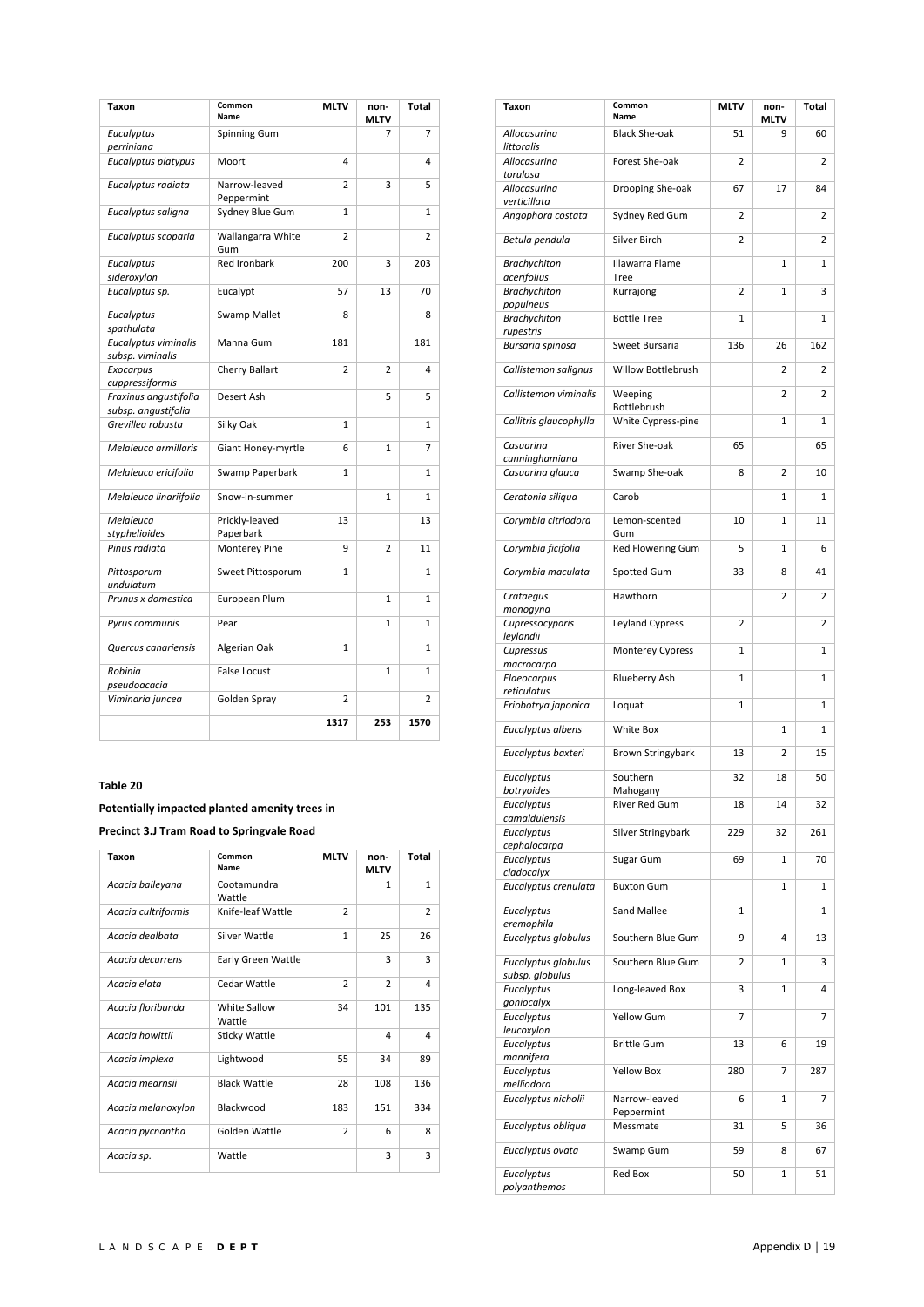| Taxon | Common Name | MLTV | non-MLTV | Total |
|---|---|---|---|---|
| *Eucalyptus perriniana* | Spinning Gum | | 7 | 7 |
| *Eucalyptus platypus* | Moort | 4 | | 4 |
| *Eucalyptus radiata* | Narrow-leaved Peppermint | 2 | 3 | 5 |
| *Eucalyptus saligna* | Sydney Blue Gum | 1 | | 1 |
| *Eucalyptus scoparia* | Wallangarra White Gum | 2 | | 2 |
| *Eucalyptus sideroxylon* | Red Ironbark | 200 | 3 | 203 |
| *Eucalyptus sp.* | Eucalypt | 57 | 13 | 70 |
| *Eucalyptus spathulata* | Swamp Mallet | 8 | | 8 |
| *Eucalyptus viminalis subsp. viminalis* | Manna Gum | 181 | | 181 |
| *Exocarpus cuppressiformis* | Cherry Ballart | 2 | 2 | 4 |
| *Fraxinus angustifolia subsp. angustifolia* | Desert Ash | | 5 | 5 |
| *Grevillea robusta* | Silky Oak | 1 | | 1 |
| *Melaleuca armillaris* | Giant Honey-myrtle | 6 | 1 | 7 |
| *Melaleuca ericifolia* | Swamp Paperbark | 1 | | 1 |
| *Melaleuca linariifolia* | Snow-in-summer | | 1 | 1 |
| *Melaleuca styphelioides* | Prickly-leaved Paperbark | 13 | | 13 |
| *Pinus radiata* | Monterey Pine | 9 | 2 | 11 |
| *Pittosporum undulatum* | Sweet Pittosporum | 1 | | 1 |
| *Prunus x domestica* | European Plum | | 1 | 1 |
| *Pyrus communis* | Pear | | 1 | 1 |
| *Quercus canariensis* | Algerian Oak | 1 | | 1 |
| *Robinia pseudoacacia* | False Locust | | 1 | 1 |
| *Viminaria juncea* | Golden Spray | 2 | | 2 |
| | | **1317** | **253** | **1570** |

**Table 20**

**Potentially impacted planted amenity trees in**

**Precinct 3.J Tram Road to Springvale Road**

| Taxon | Common Name | MLTV | non-MLTV | Total |
|---|---|---|---|---|
| *Acacia baileyana* | Cootamundra Wattle | | 1 | 1 |
| *Acacia cultriformis* | Knife-leaf Wattle | 2 | | 2 |
| *Acacia dealbata* | Silver Wattle | 1 | 25 | 26 |
| *Acacia decurrens* | Early Green Wattle | | 3 | 3 |
| *Acacia elata* | Cedar Wattle | 2 | 2 | 4 |
| *Acacia floribunda* | White Sallow Wattle | 34 | 101 | 135 |
| *Acacia howittii* | Sticky Wattle | | 4 | 4 |
| *Acacia implexa* | Lightwood | 55 | 34 | 89 |
| *Acacia mearnsii* | Black Wattle | 28 | 108 | 136 |
| *Acacia melanoxylon* | Blackwood | 183 | 151 | 334 |
| *Acacia pycnantha* | Golden Wattle | 2 | 6 | 8 |
| *Acacia sp.* | Wattle | | 3 | 3 |
| *Allocasurina littoralis* | Black She-oak | 51 | 9 | 60 |
| *Allocasurina torulosa* | Forest She-oak | 2 | | 2 |
| *Allocasurina verticillata* | Drooping She-oak | 67 | 17 | 84 |
| *Angophora costata* | Sydney Red Gum | 2 | | 2 |
| *Betula pendula* | Silver Birch | 2 | | 2 |
| *Brachychiton acerifolius* | Illawarra Flame Tree | | 1 | 1 |
| *Brachychiton populneus* | Kurrajong | 2 | 1 | 3 |
| *Brachychiton rupestris* | Bottle Tree | 1 | | 1 |
| *Bursaria spinosa* | Sweet Bursaria | 136 | 26 | 162 |
| *Callistemon salignus* | Willow Bottlebrush | | 2 | 2 |
| *Callistemon viminalis* | Weeping Bottlebrush | | 2 | 2 |
| *Callitris glaucophylla* | White Cypress-pine | | 1 | 1 |
| *Casuarina cunninghamiana* | River She-oak | 65 | | 65 |
| *Casuarina glauca* | Swamp She-oak | 8 | 2 | 10 |
| *Ceratonia siliqua* | Carob | | 1 | 1 |
| *Corymbia citriodora* | Lemon-scented Gum | 10 | 1 | 11 |
| *Corymbia ficifolia* | Red Flowering Gum | 5 | 1 | 6 |
| *Corymbia maculata* | Spotted Gum | 33 | 8 | 41 |
| *Crataegus monogyna* | Hawthorn | | 2 | 2 |
| *Cupressocyparis leylandii* | Leyland Cypress | 2 | | 2 |
| *Cupressus macrocarpa* | Monterey Cypress | 1 | | 1 |
| *Elaeocarpus reticulatus* | Blueberry Ash | 1 | | 1 |
| *Eriobotrya japonica* | Loquat | 1 | | 1 |
| *Eucalyptus albens* | White Box | | 1 | 1 |
| *Eucalyptus baxteri* | Brown Stringybark | 13 | 2 | 15 |
| *Eucalyptus botryoides* | Southern Mahogany | 32 | 18 | 50 |
| *Eucalyptus camaldulensis* | River Red Gum | 18 | 14 | 32 |
| *Eucalyptus cephalocarpa* | Silver Stringybark | 229 | 32 | 261 |
| *Eucalyptus cladocalyx* | Sugar Gum | 69 | 1 | 70 |
| *Eucalyptus crenulata* | Buxton Gum | | 1 | 1 |
| *Eucalyptus eremophila* | Sand Mallee | 1 | | 1 |
| *Eucalyptus globulus* | Southern Blue Gum | 9 | 4 | 13 |
| *Eucalyptus globulus subsp. globulus* | Southern Blue Gum | 2 | 1 | 3 |
| *Eucalyptus goniocalyx* | Long-leaved Box | 3 | 1 | 4 |
| *Eucalyptus leucoxylon* | Yellow Gum | 7 | | 7 |
| *Eucalyptus mannifera* | Brittle Gum | 13 | 6 | 19 |
| *Eucalyptus melliodora* | Yellow Box | 280 | 7 | 287 |
| *Eucalyptus nicholii* | Narrow-leaved Peppermint | 6 | 1 | 7 |
| *Eucalyptus obliqua* | Messmate | 31 | 5 | 36 |
| *Eucalyptus ovata* | Swamp Gum | 59 | 8 | 67 |
| *Eucalyptus polyanthemos* | Red Box | 50 | 1 | 51 |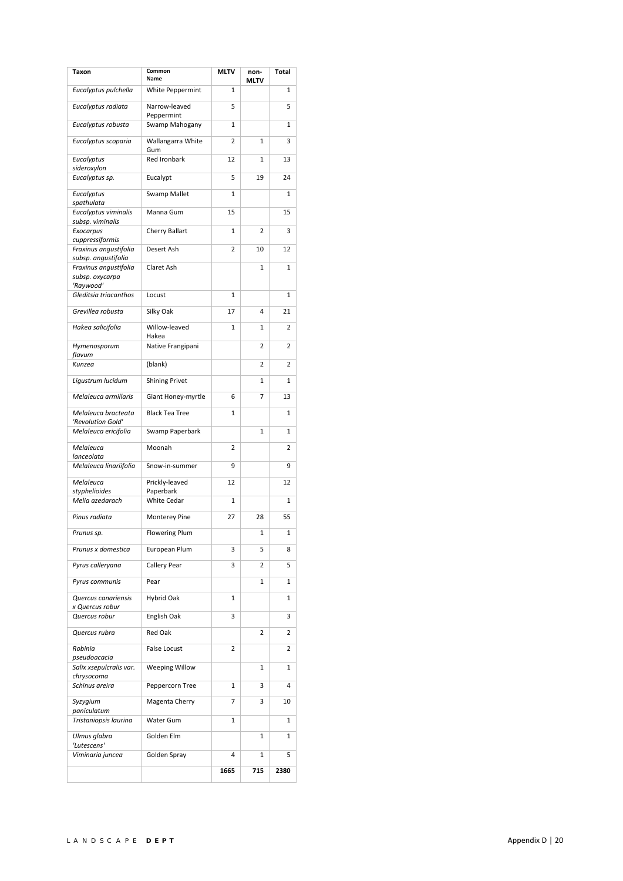| Taxon | Common Name | MLTV | non-MLTV | Total |
|---|---|---|---|---|
| *Eucalyptus pulchella* | White Peppermint | 1 | | 1 |
| *Eucalyptus radiata* | Narrow-leaved Peppermint | 5 | | 5 |
| *Eucalyptus robusta* | Swamp Mahogany | 1 | | 1 |
| *Eucalyptus scoparia* | Wallangarra White Gum | 2 | 1 | 3 |
| *Eucalyptus sideroxylon* | Red Ironbark | 12 | 1 | 13 |
| *Eucalyptus sp.* | Eucalypt | 5 | 19 | 24 |
| *Eucalyptus spathulata* | Swamp Mallet | 1 | | 1 |
| *Eucalyptus viminalis subsp. viminalis* | Manna Gum | 15 | | 15 |
| *Exocarpus cuppressiformis* | Cherry Ballart | 1 | 2 | 3 |
| *Fraxinus angustifolia subsp. angustifolia* | Desert Ash | 2 | 10 | 12 |
| *Fraxinus angustifolia subsp. oxycarpa 'Raywood'* | Claret Ash | | 1 | 1 |
| *Gleditsia triacanthos* | Locust | 1 | | 1 |
| *Grevillea robusta* | Silky Oak | 17 | 4 | 21 |
| *Hakea salicifolia* | Willow-leaved Hakea | 1 | 1 | 2 |
| *Hymenosporum flavum* | Native Frangipani | | 2 | 2 |
| *Kunzea* | (blank) | | 2 | 2 |
| *Ligustrum lucidum* | Shining Privet | | 1 | 1 |
| *Melaleuca armillaris* | Giant Honey-myrtle | 6 | 7 | 13 |
| *Melaleuca bracteata 'Revolution Gold'* | Black Tea Tree | 1 | | 1 |
| *Melaleuca ericifolia* | Swamp Paperbark | | 1 | 1 |
| *Melaleuca lanceolata* | Moonah | 2 | | 2 |
| *Melaleuca linariifolia* | Snow-in-summer | 9 | | 9 |
| *Melaleuca styphelioides* | Prickly-leaved Paperbark | 12 | | 12 |
| *Melia azedarach* | White Cedar | 1 | | 1 |
| *Pinus radiata* | Monterey Pine | 27 | 28 | 55 |
| *Prunus sp.* | Flowering Plum | | 1 | 1 |
| *Prunus x domestica* | European Plum | 3 | 5 | 8 |
| *Pyrus calleryana* | Callery Pear | 3 | 2 | 5 |
| *Pyrus communis* | Pear | | 1 | 1 |
| *Quercus canariensis x Quercus robur* | Hybrid Oak | 1 | | 1 |
| *Quercus robur* | English Oak | 3 | | 3 |
| *Quercus rubra* | Red Oak | | 2 | 2 |
| *Robinia pseudoacacia* | False Locust | 2 | | 2 |
| *Salix xsepulcralis var. chrysocoma* | Weeping Willow | | 1 | 1 |
| *Schinus areira* | Peppercorn Tree | 1 | 3 | 4 |
| *Syzygium paniculatum* | Magenta Cherry | 7 | 3 | 10 |
| *Tristaniopsis laurina* | Water Gum | 1 | | 1 |
| *Ulmus glabra 'Lutescens'* | Golden Elm | | 1 | 1 |
| *Viminaria juncea* | Golden Spray | 4 | 1 | 5 |
| | | **1665** | **715** | **2380** |